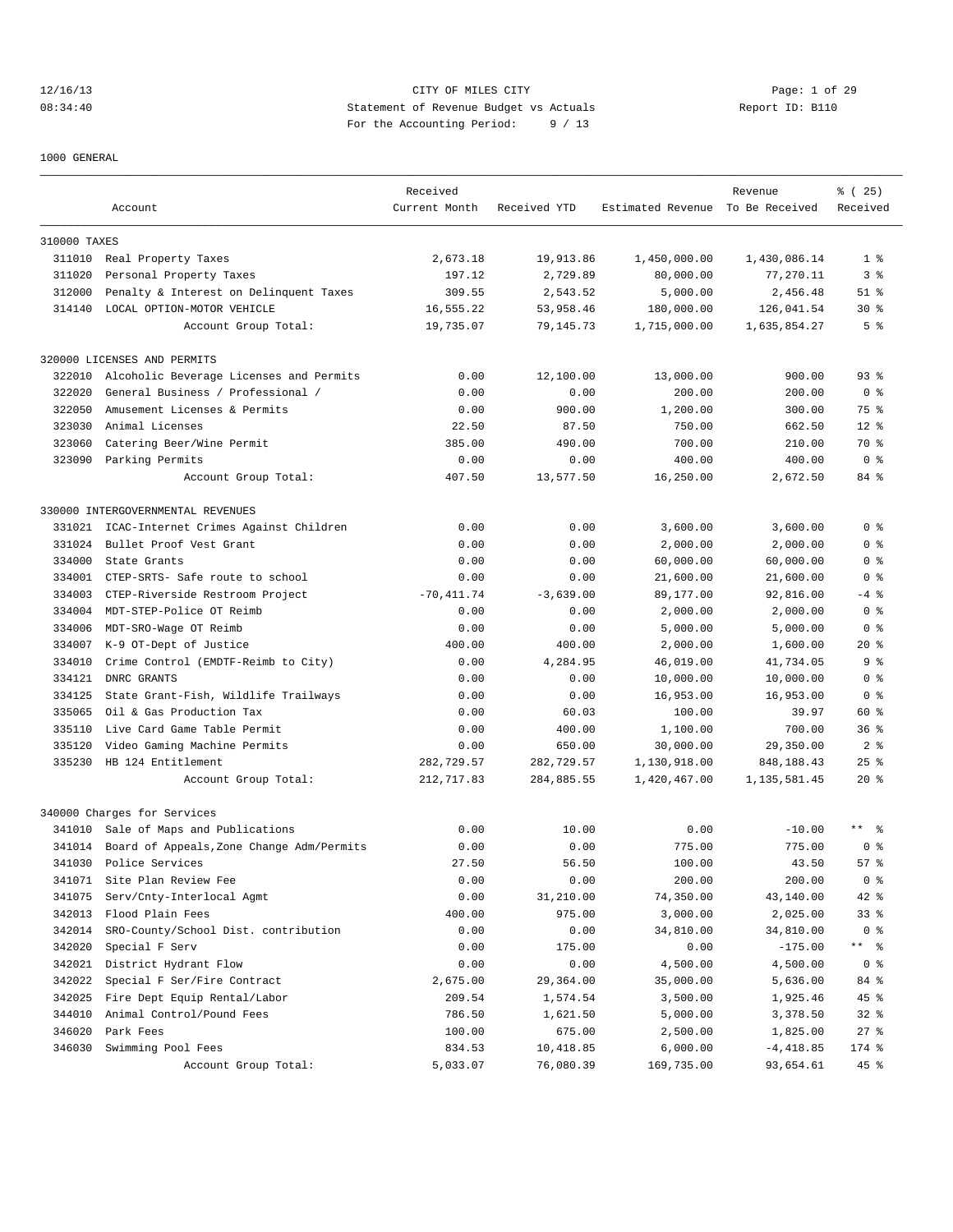12/16/13 CITY OF MILES CITY
08:34:40 Statement of Revenue Budget vs Actuals Report ID: B110
For the Accounting Period: 9 / 13

1000 GENERAL

| | Account | Received Current Month | Received YTD | Estimated Revenue | Revenue To Be Received | % ( 25) Received |
|---|---|---|---|---|---|---|
| 310000 TAXES | | | | | | |
| 311010 | Real Property Taxes | 2,673.18 | 19,913.86 | 1,450,000.00 | 1,430,086.14 | 1 % |
| 311020 | Personal Property Taxes | 197.12 | 2,729.89 | 80,000.00 | 77,270.11 | 3 % |
| 312000 | Penalty & Interest on Delinquent Taxes | 309.55 | 2,543.52 | 5,000.00 | 2,456.48 | 51 % |
| 314140 | LOCAL OPTION-MOTOR VEHICLE | 16,555.22 | 53,958.46 | 180,000.00 | 126,041.54 | 30 % |
| | Account Group Total: | 19,735.07 | 79,145.73 | 1,715,000.00 | 1,635,854.27 | 5 % |
| 320000 LICENSES AND PERMITS | | | | | | |
| 322010 | Alcoholic Beverage Licenses and Permits | 0.00 | 12,100.00 | 13,000.00 | 900.00 | 93 % |
| 322020 | General Business / Professional / | 0.00 | 0.00 | 200.00 | 200.00 | 0 % |
| 322050 | Amusement Licenses & Permits | 0.00 | 900.00 | 1,200.00 | 300.00 | 75 % |
| 323030 | Animal Licenses | 22.50 | 87.50 | 750.00 | 662.50 | 12 % |
| 323060 | Catering Beer/Wine Permit | 385.00 | 490.00 | 700.00 | 210.00 | 70 % |
| 323090 | Parking Permits | 0.00 | 0.00 | 400.00 | 400.00 | 0 % |
| | Account Group Total: | 407.50 | 13,577.50 | 16,250.00 | 2,672.50 | 84 % |
| 330000 INTERGOVERNMENTAL REVENUES | | | | | | |
| 331021 | ICAC-Internet Crimes Against Children | 0.00 | 0.00 | 3,600.00 | 3,600.00 | 0 % |
| 331024 | Bullet Proof Vest Grant | 0.00 | 0.00 | 2,000.00 | 2,000.00 | 0 % |
| 334000 | State Grants | 0.00 | 0.00 | 60,000.00 | 60,000.00 | 0 % |
| 334001 | CTEP-SRTS- Safe route to school | 0.00 | 0.00 | 21,600.00 | 21,600.00 | 0 % |
| 334003 | CTEP-Riverside Restroom Project | -70,411.74 | -3,639.00 | 89,177.00 | 92,816.00 | -4 % |
| 334004 | MDT-STEP-Police OT Reimb | 0.00 | 0.00 | 2,000.00 | 2,000.00 | 0 % |
| 334006 | MDT-SRO-Wage OT Reimb | 0.00 | 0.00 | 5,000.00 | 5,000.00 | 0 % |
| 334007 | K-9 OT-Dept of Justice | 400.00 | 400.00 | 2,000.00 | 1,600.00 | 20 % |
| 334010 | Crime Control (EMDTF-Reimb to City) | 0.00 | 4,284.95 | 46,019.00 | 41,734.05 | 9 % |
| 334121 | DNRC GRANTS | 0.00 | 0.00 | 10,000.00 | 10,000.00 | 0 % |
| 334125 | State Grant-Fish, Wildlife Trailways | 0.00 | 0.00 | 16,953.00 | 16,953.00 | 0 % |
| 335065 | Oil & Gas Production Tax | 0.00 | 60.03 | 100.00 | 39.97 | 60 % |
| 335110 | Live Card Game Table Permit | 0.00 | 400.00 | 1,100.00 | 700.00 | 36 % |
| 335120 | Video Gaming Machine Permits | 0.00 | 650.00 | 30,000.00 | 29,350.00 | 2 % |
| 335230 | HB 124 Entitlement | 282,729.57 | 282,729.57 | 1,130,918.00 | 848,188.43 | 25 % |
| | Account Group Total: | 212,717.83 | 284,885.55 | 1,420,467.00 | 1,135,581.45 | 20 % |
| 340000 Charges for Services | | | | | | |
| 341010 | Sale of Maps and Publications | 0.00 | 10.00 | 0.00 | -10.00 | ** % |
| 341014 | Board of Appeals,Zone Change Adm/Permits | 0.00 | 0.00 | 775.00 | 775.00 | 0 % |
| 341030 | Police Services | 27.50 | 56.50 | 100.00 | 43.50 | 57 % |
| 341071 | Site Plan Review Fee | 0.00 | 0.00 | 200.00 | 200.00 | 0 % |
| 341075 | Serv/Cnty-Interlocal Agmt | 0.00 | 31,210.00 | 74,350.00 | 43,140.00 | 42 % |
| 342013 | Flood Plain Fees | 400.00 | 975.00 | 3,000.00 | 2,025.00 | 33 % |
| 342014 | SRO-County/School Dist. contribution | 0.00 | 0.00 | 34,810.00 | 34,810.00 | 0 % |
| 342020 | Special F Serv | 0.00 | 175.00 | 0.00 | -175.00 | ** % |
| 342021 | District Hydrant Flow | 0.00 | 0.00 | 4,500.00 | 4,500.00 | 0 % |
| 342022 | Special F Ser/Fire Contract | 2,675.00 | 29,364.00 | 35,000.00 | 5,636.00 | 84 % |
| 342025 | Fire Dept Equip Rental/Labor | 209.54 | 1,574.54 | 3,500.00 | 1,925.46 | 45 % |
| 344010 | Animal Control/Pound Fees | 786.50 | 1,621.50 | 5,000.00 | 3,378.50 | 32 % |
| 346020 | Park Fees | 100.00 | 675.00 | 2,500.00 | 1,825.00 | 27 % |
| 346030 | Swimming Pool Fees | 834.53 | 10,418.85 | 6,000.00 | -4,418.85 | 174 % |
| | Account Group Total: | 5,033.07 | 76,080.39 | 169,735.00 | 93,654.61 | 45 % |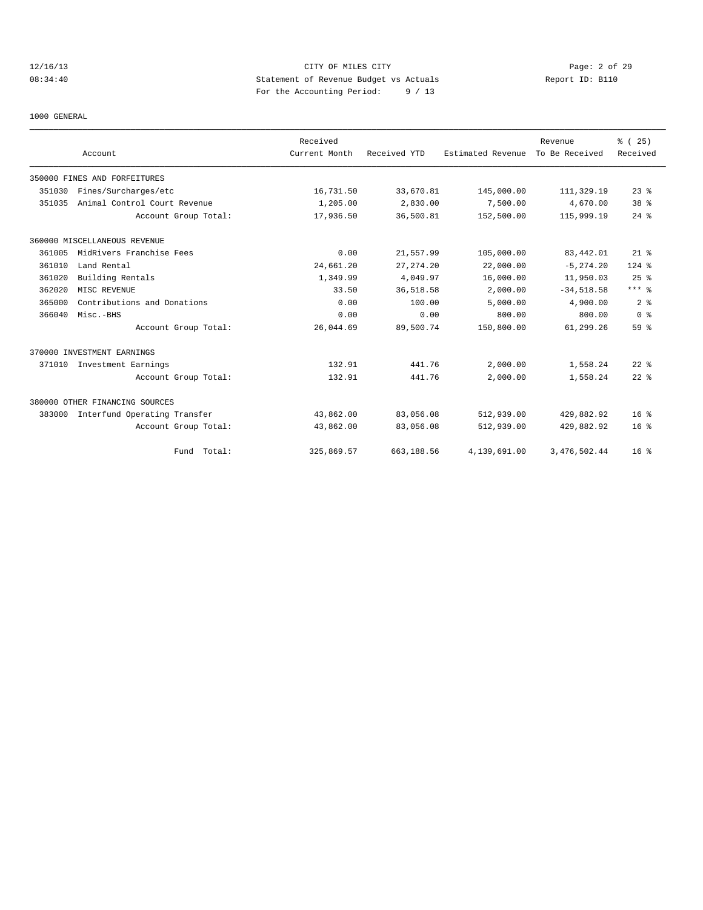CITY OF MILES CITY
Statement of Revenue Budget vs Actuals
For the Accounting Period: 9 / 13

1000 GENERAL

| Account | Received Current Month | Received YTD | Estimated Revenue | Revenue To Be Received | % ( 25) Received |
|---|---|---|---|---|---|
| 350000 FINES AND FORFEITURES | | | | | |
| 351030 Fines/Surcharges/etc | 16,731.50 | 33,670.81 | 145,000.00 | 111,329.19 | 23 % |
| 351035 Animal Control Court Revenue | 1,205.00 | 2,830.00 | 7,500.00 | 4,670.00 | 38 % |
| Account Group Total: | 17,936.50 | 36,500.81 | 152,500.00 | 115,999.19 | 24 % |
| 360000 MISCELLANEOUS REVENUE | | | | | |
| 361005 MidRivers Franchise Fees | 0.00 | 21,557.99 | 105,000.00 | 83,442.01 | 21 % |
| 361010 Land Rental | 24,661.20 | 27,274.20 | 22,000.00 | -5,274.20 | 124 % |
| 361020 Building Rentals | 1,349.99 | 4,049.97 | 16,000.00 | 11,950.03 | 25 % |
| 362020 MISC REVENUE | 33.50 | 36,518.58 | 2,000.00 | -34,518.58 | *** % |
| 365000 Contributions and Donations | 0.00 | 100.00 | 5,000.00 | 4,900.00 | 2 % |
| 366040 Misc.-BHS | 0.00 | 0.00 | 800.00 | 800.00 | 0 % |
| Account Group Total: | 26,044.69 | 89,500.74 | 150,800.00 | 61,299.26 | 59 % |
| 370000 INVESTMENT EARNINGS | | | | | |
| 371010 Investment Earnings | 132.91 | 441.76 | 2,000.00 | 1,558.24 | 22 % |
| Account Group Total: | 132.91 | 441.76 | 2,000.00 | 1,558.24 | 22 % |
| 380000 OTHER FINANCING SOURCES | | | | | |
| 383000 Interfund Operating Transfer | 43,862.00 | 83,056.08 | 512,939.00 | 429,882.92 | 16 % |
| Account Group Total: | 43,862.00 | 83,056.08 | 512,939.00 | 429,882.92 | 16 % |
| Fund Total: | 325,869.57 | 663,188.56 | 4,139,691.00 | 3,476,502.44 | 16 % |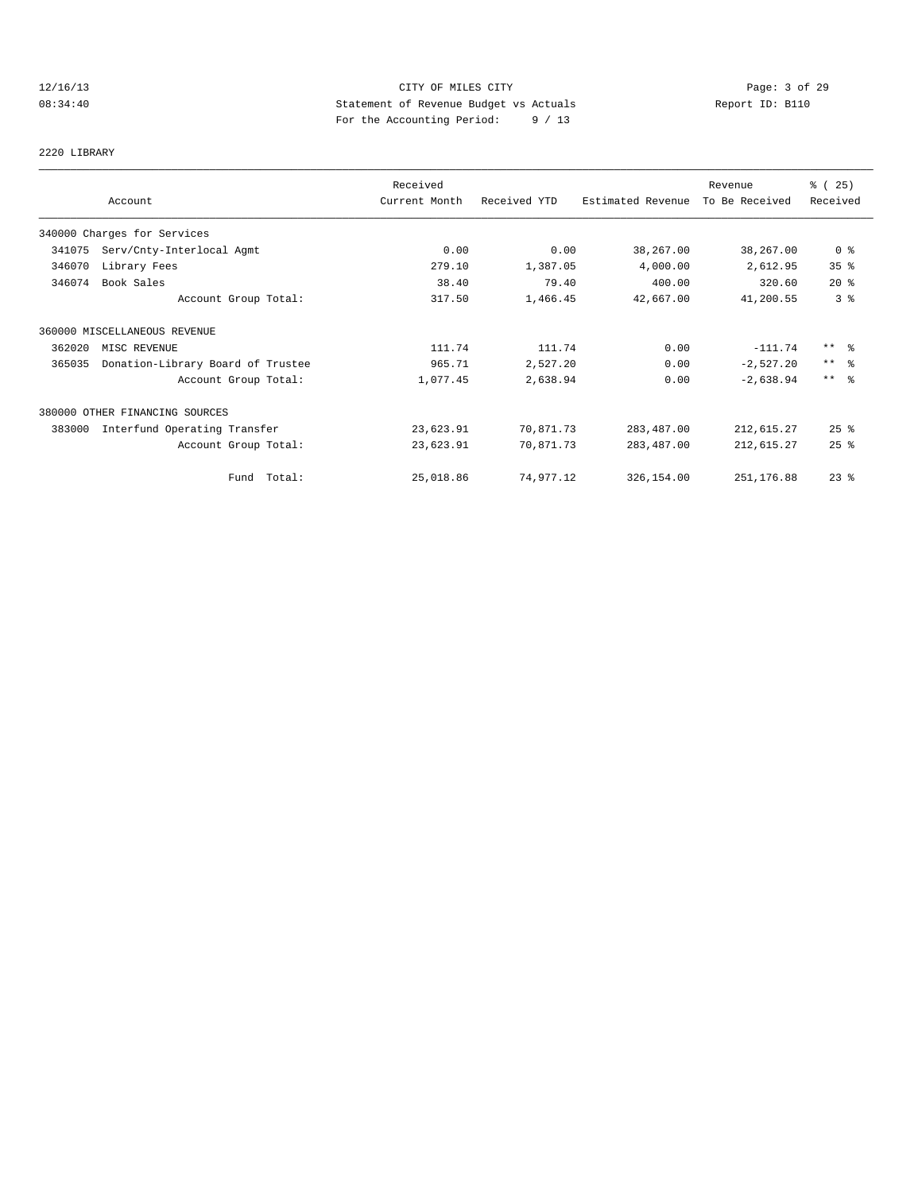CITY OF MILES CITY

Statement of Revenue Budget vs Actuals

For the Accounting Period: 9 / 13

12/16/13 08:34:40 Report ID: B110

2220 LIBRARY

| Account | Received Current Month | Received YTD | Estimated Revenue | Revenue To Be Received | % ( 25) Received |
|---|---|---|---|---|---|
| 340000 Charges for Services | | | | | |
| 341075 Serv/Cnty-Interlocal Agmt | 0.00 | 0.00 | 38,267.00 | 38,267.00 | 0 % |
| 346070 Library Fees | 279.10 | 1,387.05 | 4,000.00 | 2,612.95 | 35 % |
| 346074 Book Sales | 38.40 | 79.40 | 400.00 | 320.60 | 20 % |
| Account Group Total: | 317.50 | 1,466.45 | 42,667.00 | 41,200.55 | 3 % |
| 360000 MISCELLANEOUS REVENUE | | | | | |
| 362020 MISC REVENUE | 111.74 | 111.74 | 0.00 | -111.74 | ** % |
| 365035 Donation-Library Board of Trustee | 965.71 | 2,527.20 | 0.00 | -2,527.20 | ** % |
| Account Group Total: | 1,077.45 | 2,638.94 | 0.00 | -2,638.94 | ** % |
| 380000 OTHER FINANCING SOURCES | | | | | |
| 383000 Interfund Operating Transfer | 23,623.91 | 70,871.73 | 283,487.00 | 212,615.27 | 25 % |
| Account Group Total: | 23,623.91 | 70,871.73 | 283,487.00 | 212,615.27 | 25 % |
| Fund Total: | 25,018.86 | 74,977.12 | 326,154.00 | 251,176.88 | 23 % |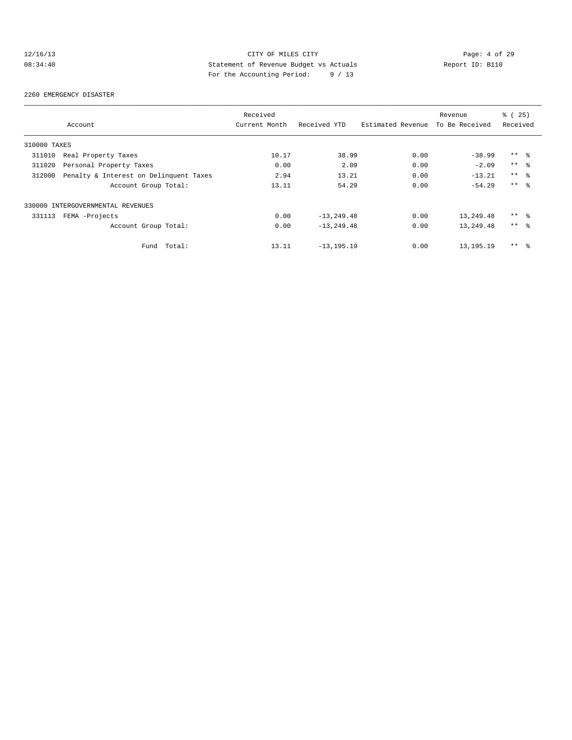CITY OF MILES CITY
Statement of Revenue Budget vs Actuals
For the Accounting Period: 9 / 13

12/16/13
08:34:40

Report ID: B110

2260 EMERGENCY DISASTER

| Account | Received Current Month | Received YTD | Estimated Revenue | Revenue To Be Received | % ( 25) Received |
|---|---|---|---|---|---|
| 310000 TAXES | | | | | |
| 311010 Real Property Taxes | 10.17 | 38.99 | 0.00 | -38.99 | ** % |
| 311020 Personal Property Taxes | 0.00 | 2.09 | 0.00 | -2.09 | ** % |
| 312000 Penalty & Interest on Delinquent Taxes | 2.94 | 13.21 | 0.00 | -13.21 | ** % |
| Account Group Total: | 13.11 | 54.29 | 0.00 | -54.29 | ** % |
| 330000 INTERGOVERNMENTAL REVENUES | | | | | |
| 331113 FEMA -Projects | 0.00 | -13,249.48 | 0.00 | 13,249.48 | ** % |
| Account Group Total: | 0.00 | -13,249.48 | 0.00 | 13,249.48 | ** % |
| Fund Total: | 13.11 | -13,195.19 | 0.00 | 13,195.19 | ** % |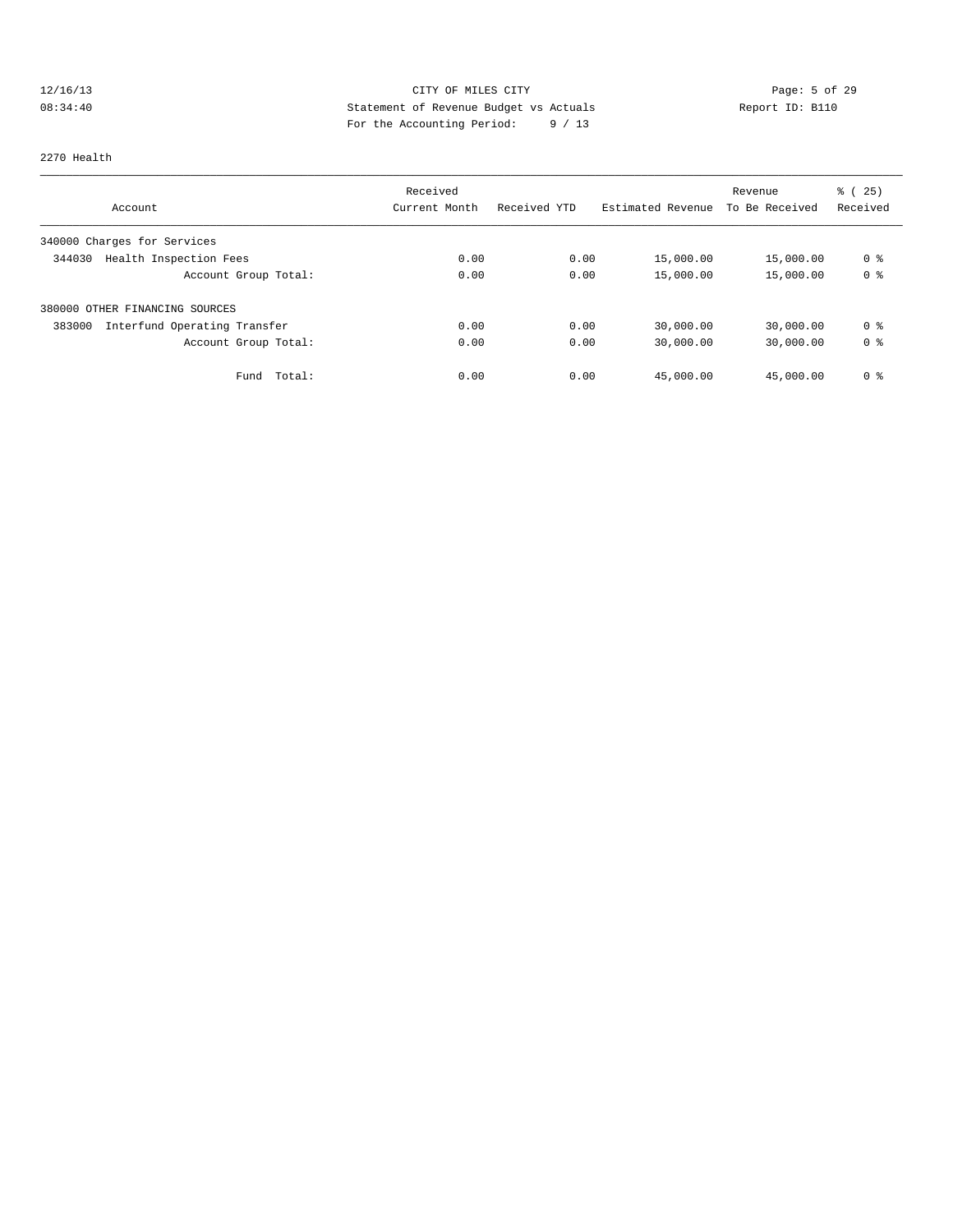CITY OF MILES CITY
Statement of Revenue Budget vs Actuals
For the Accounting Period: 9 / 13

2270 Health

| Account | Received Current Month | Received YTD | Estimated Revenue | Revenue To Be Received | % ( 25) Received |
|---|---|---|---|---|---|
| 340000 Charges for Services | | | | | |
| 344030 Health Inspection Fees | 0.00 | 0.00 | 15,000.00 | 15,000.00 | 0 % |
| Account Group Total: | 0.00 | 0.00 | 15,000.00 | 15,000.00 | 0 % |
| 380000 OTHER FINANCING SOURCES | | | | | |
| 383000 Interfund Operating Transfer | 0.00 | 0.00 | 30,000.00 | 30,000.00 | 0 % |
| Account Group Total: | 0.00 | 0.00 | 30,000.00 | 30,000.00 | 0 % |
| Fund Total: | 0.00 | 0.00 | 45,000.00 | 45,000.00 | 0 % |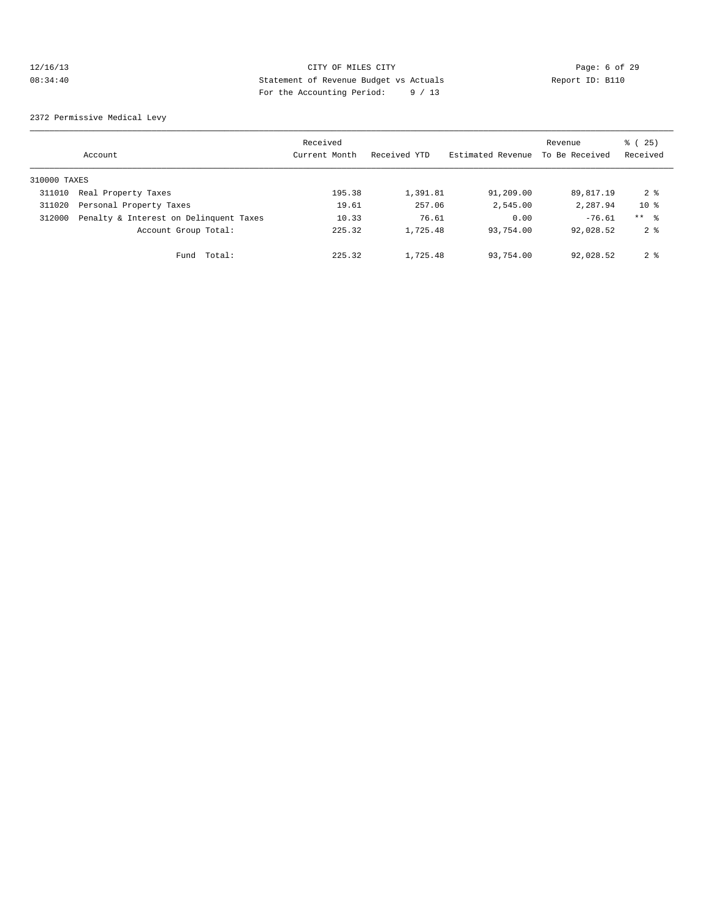12/16/13 CITY OF MILES CITY
08:34:40 Statement of Revenue Budget vs Actuals Report ID: B110
For the Accounting Period: 9 / 13

2372 Permissive Medical Levy

| Account | Received Current Month | Received YTD | Estimated Revenue | Revenue To Be Received | % ( 25) Received |
|---|---|---|---|---|---|
| 310000 TAXES | | | | | |
| 311010 Real Property Taxes | 195.38 | 1,391.81 | 91,209.00 | 89,817.19 | 2 % |
| 311020 Personal Property Taxes | 19.61 | 257.06 | 2,545.00 | 2,287.94 | 10 % |
| 312000 Penalty & Interest on Delinquent Taxes | 10.33 | 76.61 | 0.00 | -76.61 | ** % |
| Account Group Total: | 225.32 | 1,725.48 | 93,754.00 | 92,028.52 | 2 % |
| Fund Total: | 225.32 | 1,725.48 | 93,754.00 | 92,028.52 | 2 % |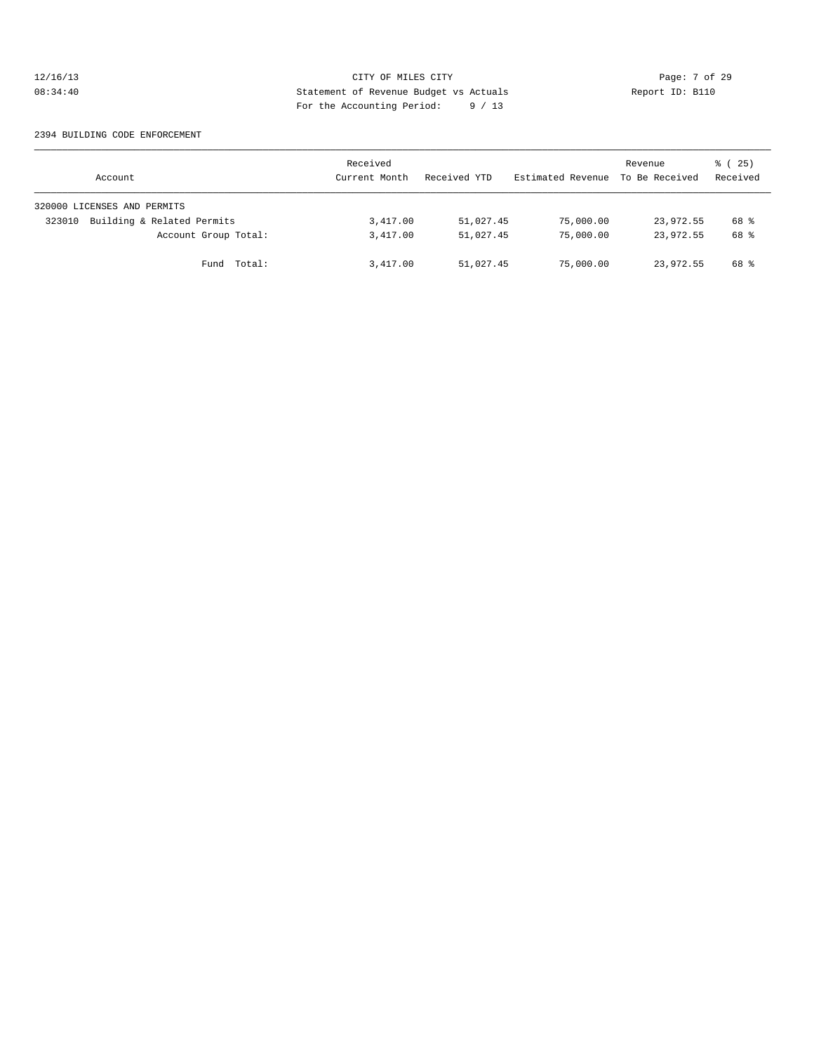CITY OF MILES CITY
Statement of Revenue Budget vs Actuals
For the Accounting Period: 9 / 13

2394 BUILDING CODE ENFORCEMENT

| Account | Received Current Month | Received YTD | Estimated Revenue | Revenue To Be Received | % ( 25) Received |
|---|---|---|---|---|---|
| 320000 LICENSES AND PERMITS | | | | | |
| 323010 Building & Related Permits | 3,417.00 | 51,027.45 | 75,000.00 | 23,972.55 | 68 % |
| Account Group Total: | 3,417.00 | 51,027.45 | 75,000.00 | 23,972.55 | 68 % |
| Fund Total: | 3,417.00 | 51,027.45 | 75,000.00 | 23,972.55 | 68 % |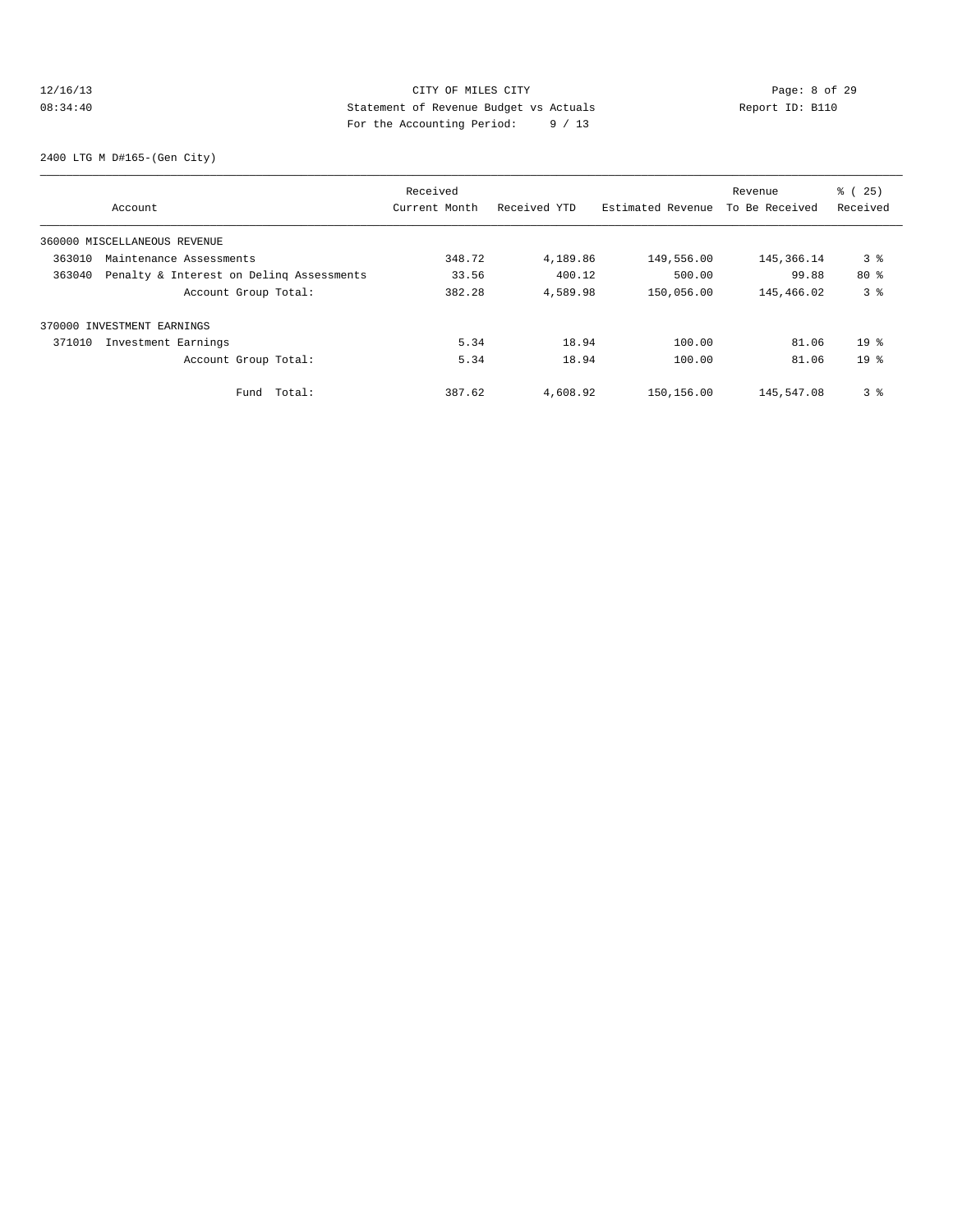CITY OF MILES CITY
Statement of Revenue Budget vs Actuals
For the Accounting Period: 9 / 13

2400 LTG M D#165-(Gen City)

| Account | Received Current Month | Received YTD | Estimated Revenue | Revenue To Be Received | % ( 25) Received |
|---|---|---|---|---|---|
| 360000 MISCELLANEOUS REVENUE | | | | | |
| 363010 Maintenance Assessments | 348.72 | 4,189.86 | 149,556.00 | 145,366.14 | 3 % |
| 363040 Penalty & Interest on Delinq Assessments | 33.56 | 400.12 | 500.00 | 99.88 | 80 % |
| Account Group Total: | 382.28 | 4,589.98 | 150,056.00 | 145,466.02 | 3 % |
| 370000 INVESTMENT EARNINGS | | | | | |
| 371010 Investment Earnings | 5.34 | 18.94 | 100.00 | 81.06 | 19 % |
| Account Group Total: | 5.34 | 18.94 | 100.00 | 81.06 | 19 % |
| Fund Total: | 387.62 | 4,608.92 | 150,156.00 | 145,547.08 | 3 % |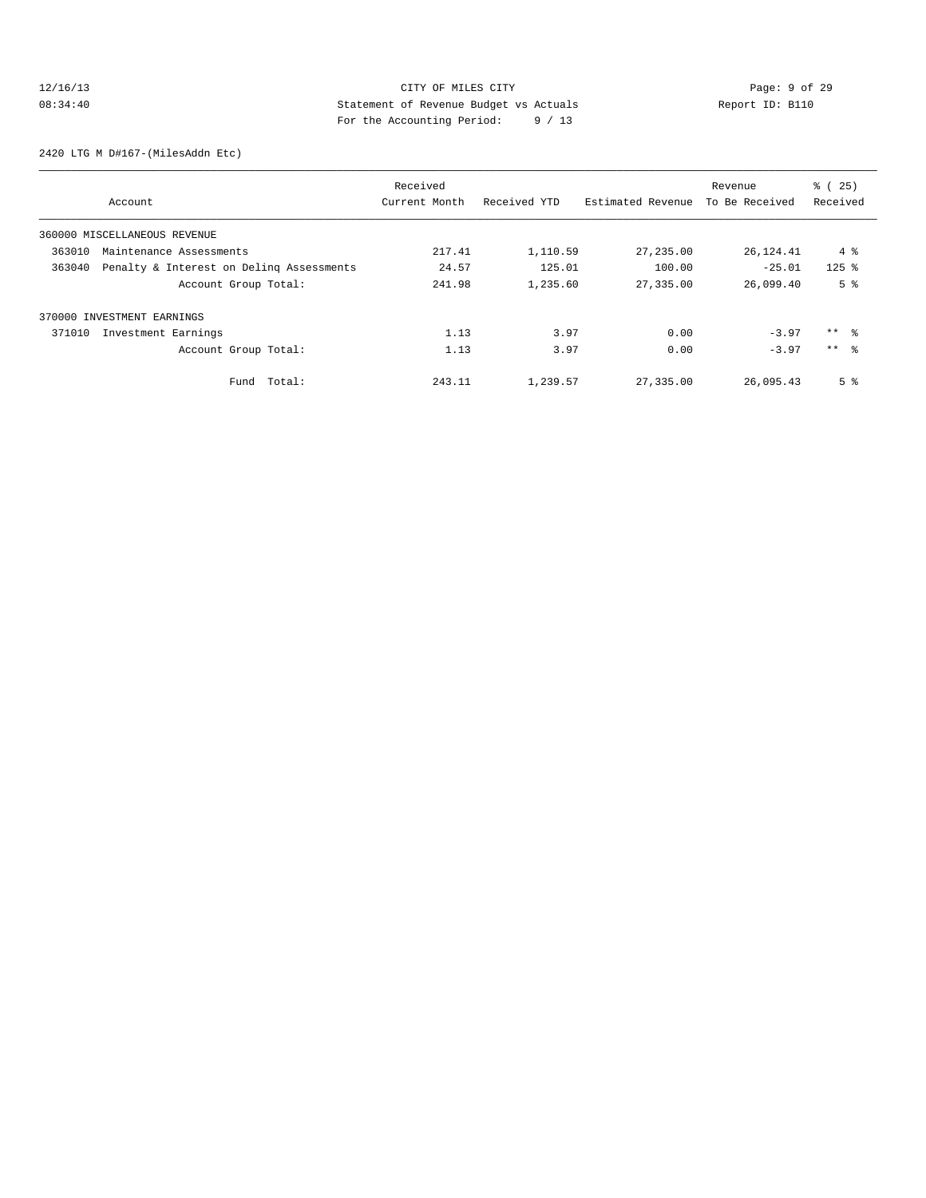CITY OF MILES CITY

Statement of Revenue Budget vs Actuals

For the Accounting Period: 9 / 13

12/16/13
08:34:40

Report ID: B110

2420 LTG M D#167-(MilesAddn Etc)

| Account | Received Current Month | Received YTD | Estimated Revenue | Revenue To Be Received | % ( 25) Received |
|---|---|---|---|---|---|
| 360000 MISCELLANEOUS REVENUE | | | | | |
| 363010 Maintenance Assessments | 217.41 | 1,110.59 | 27,235.00 | 26,124.41 | 4 % |
| 363040 Penalty & Interest on Delinq Assessments | 24.57 | 125.01 | 100.00 | -25.01 | 125 % |
| Account Group Total: | 241.98 | 1,235.60 | 27,335.00 | 26,099.40 | 5 % |
| 370000 INVESTMENT EARNINGS | | | | | |
| 371010 Investment Earnings | 1.13 | 3.97 | 0.00 | -3.97 | ** % |
| Account Group Total: | 1.13 | 3.97 | 0.00 | -3.97 | ** % |
| Fund Total: | 243.11 | 1,239.57 | 27,335.00 | 26,095.43 | 5 % |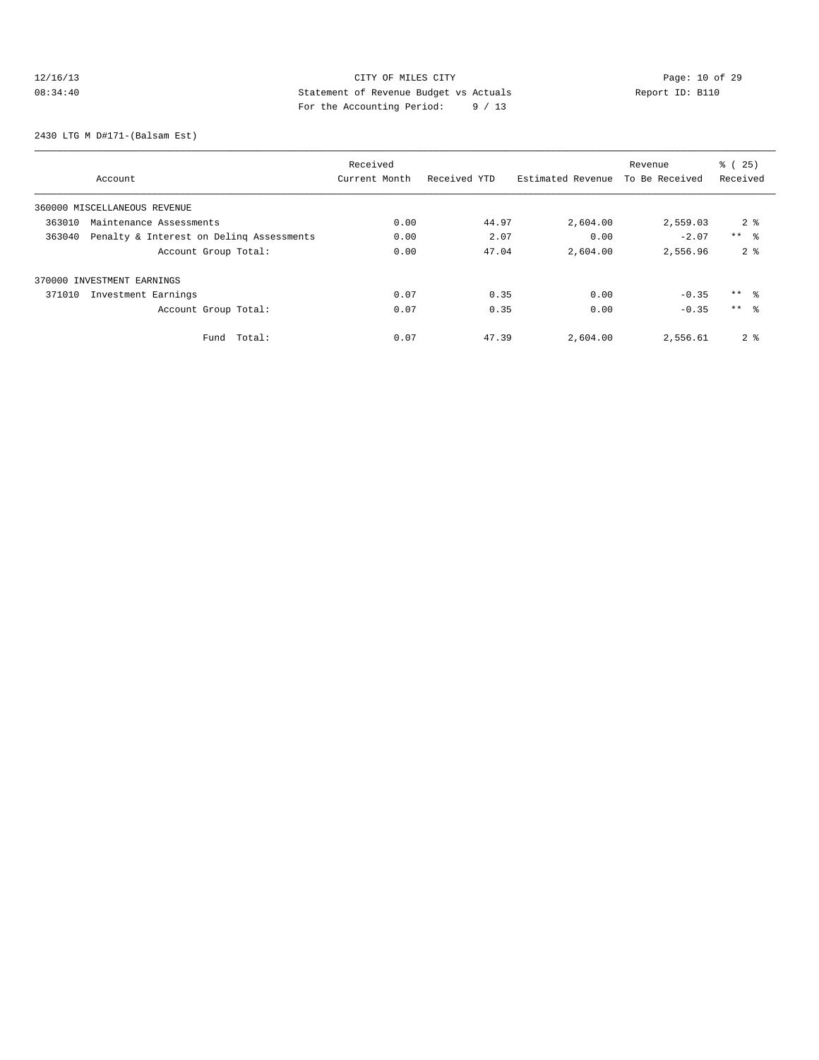CITY OF MILES CITY
Statement of Revenue Budget vs Actuals
For the Accounting Period: 9 / 13

12/16/13
08:34:40

Report ID: B110

2430 LTG M D#171-(Balsam Est)

| Account | Received Current Month | Received YTD | Estimated Revenue | Revenue To Be Received | % ( 25) Received |
|---|---|---|---|---|---|
| 360000 MISCELLANEOUS REVENUE | | | | | |
| 363010 Maintenance Assessments | 0.00 | 44.97 | 2,604.00 | 2,559.03 | 2 % |
| 363040 Penalty & Interest on Delinq Assessments | 0.00 | 2.07 | 0.00 | -2.07 | ** % |
| Account Group Total: | 0.00 | 47.04 | 2,604.00 | 2,556.96 | 2 % |
| 370000 INVESTMENT EARNINGS | | | | | |
| 371010 Investment Earnings | 0.07 | 0.35 | 0.00 | -0.35 | ** % |
| Account Group Total: | 0.07 | 0.35 | 0.00 | -0.35 | ** % |
| Fund Total: | 0.07 | 47.39 | 2,604.00 | 2,556.61 | 2 % |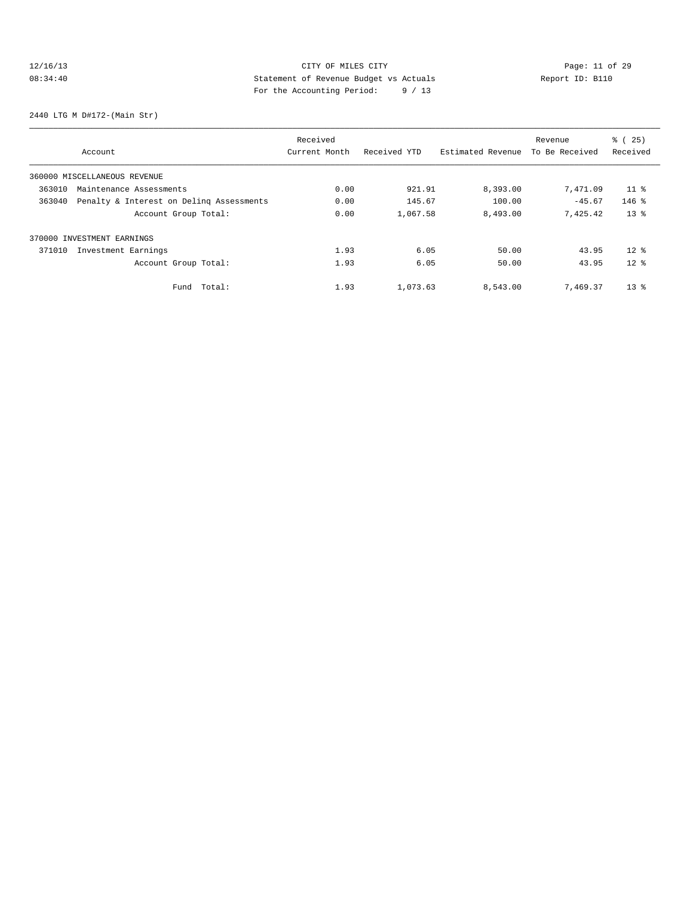CITY OF MILES CITY
Statement of Revenue Budget vs Actuals
For the Accounting Period: 9 / 13

12/16/13
08:34:40

Report ID: B110

2440 LTG M D#172-(Main Str)

| Account | Received Current Month | Received YTD | Estimated Revenue | Revenue To Be Received | % ( 25) Received |
|---|---|---|---|---|---|
| 360000 MISCELLANEOUS REVENUE | | | | | |
| 363010 Maintenance Assessments | 0.00 | 921.91 | 8,393.00 | 7,471.09 | 11 % |
| 363040 Penalty & Interest on Delinq Assessments | 0.00 | 145.67 | 100.00 | -45.67 | 146 % |
| Account Group Total: | 0.00 | 1,067.58 | 8,493.00 | 7,425.42 | 13 % |
| 370000 INVESTMENT EARNINGS | | | | | |
| 371010 Investment Earnings | 1.93 | 6.05 | 50.00 | 43.95 | 12 % |
| Account Group Total: | 1.93 | 6.05 | 50.00 | 43.95 | 12 % |
| Fund Total: | 1.93 | 1,073.63 | 8,543.00 | 7,469.37 | 13 % |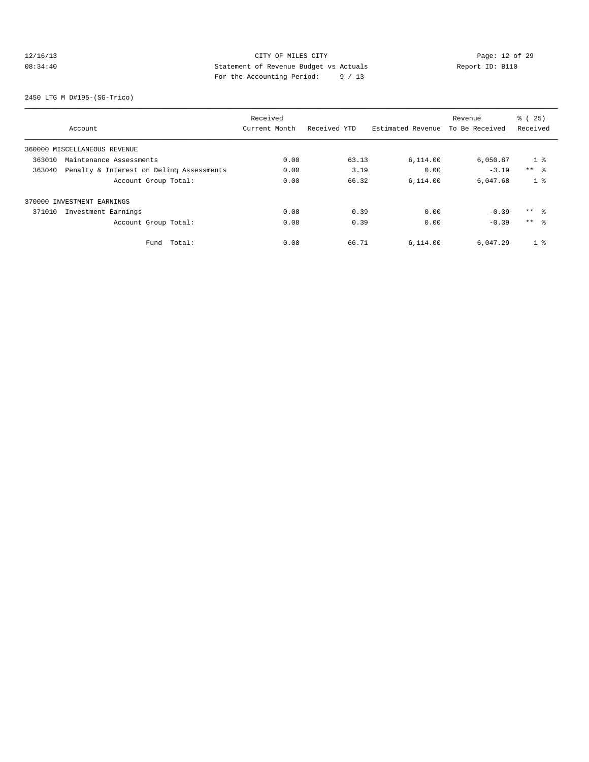CITY OF MILES CITY
Statement of Revenue Budget vs Actuals
For the Accounting Period: 9 / 13

12/16/13
08:34:40

Report ID: B110

2450 LTG M D#195-(SG-Trico)

| Account | Received Current Month | Received YTD | Estimated Revenue | Revenue To Be Received | % ( 25) Received |
|---|---|---|---|---|---|
| 360000 MISCELLANEOUS REVENUE | | | | | |
| 363010 Maintenance Assessments | 0.00 | 63.13 | 6,114.00 | 6,050.87 | 1 % |
| 363040 Penalty & Interest on Delinq Assessments | 0.00 | 3.19 | 0.00 | -3.19 | ** % |
| Account Group Total: | 0.00 | 66.32 | 6,114.00 | 6,047.68 | 1 % |
| 370000 INVESTMENT EARNINGS | | | | | |
| 371010 Investment Earnings | 0.08 | 0.39 | 0.00 | -0.39 | ** % |
| Account Group Total: | 0.08 | 0.39 | 0.00 | -0.39 | ** % |
| Fund Total: | 0.08 | 66.71 | 6,114.00 | 6,047.29 | 1 % |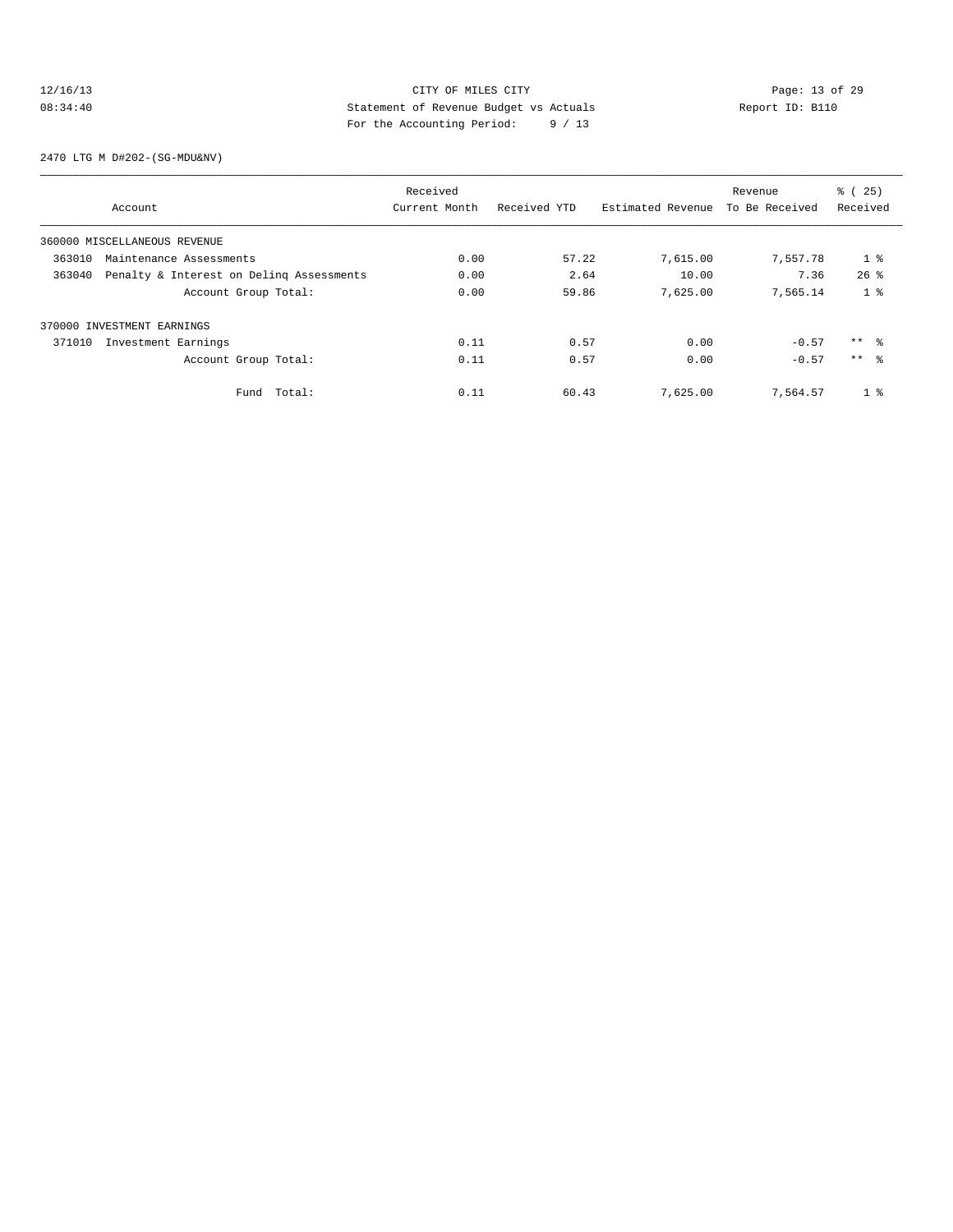CITY OF MILES CITY
Statement of Revenue Budget vs Actuals
For the Accounting Period: 9 / 13

12/16/13
08:34:40

Report ID: B110

2470 LTG M D#202-(SG-MDU&NV)

| Account | Received Current Month | Received YTD | Estimated Revenue | Revenue To Be Received | % ( 25) Received |
|---|---|---|---|---|---|
| 360000 MISCELLANEOUS REVENUE | | | | | |
| 363010 Maintenance Assessments | 0.00 | 57.22 | 7,615.00 | 7,557.78 | 1 % |
| 363040 Penalty & Interest on Delinq Assessments | 0.00 | 2.64 | 10.00 | 7.36 | 26 % |
| Account Group Total: | 0.00 | 59.86 | 7,625.00 | 7,565.14 | 1 % |
| 370000 INVESTMENT EARNINGS | | | | | |
| 371010 Investment Earnings | 0.11 | 0.57 | 0.00 | -0.57 | ** % |
| Account Group Total: | 0.11 | 0.57 | 0.00 | -0.57 | ** % |
| Fund Total: | 0.11 | 60.43 | 7,625.00 | 7,564.57 | 1 % |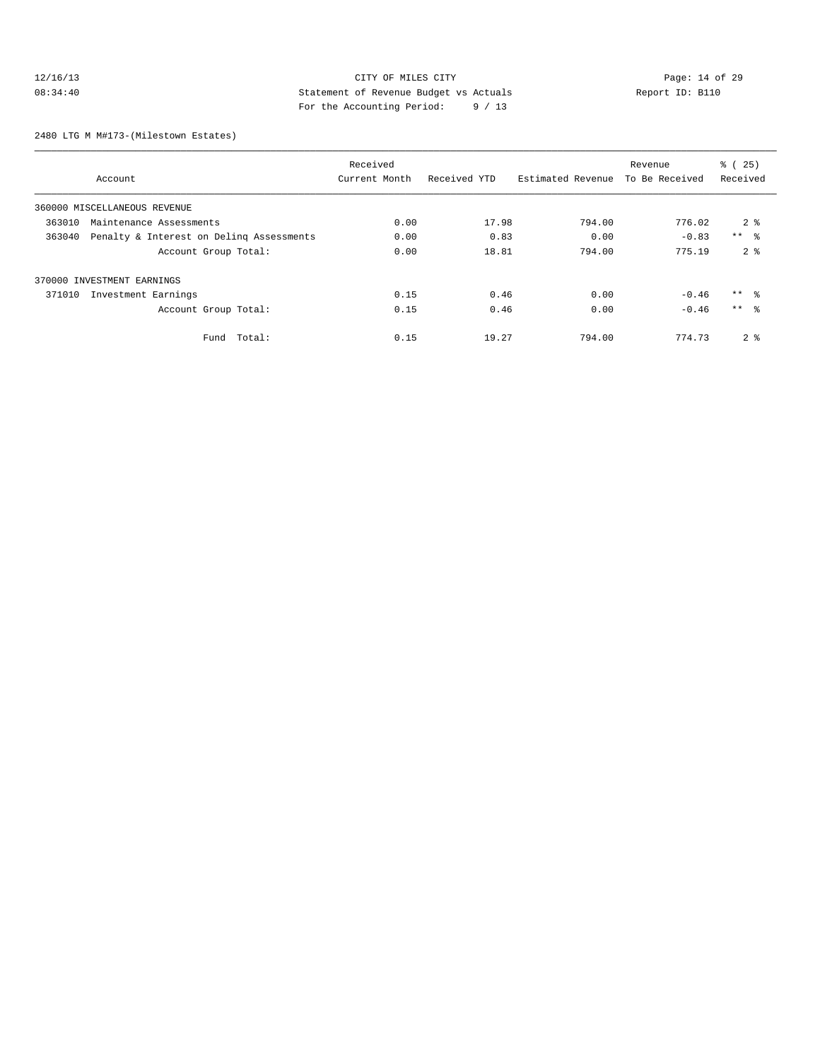CITY OF MILES CITY
Statement of Revenue Budget vs Actuals
For the Accounting Period: 9 / 13

12/16/13
08:34:40

Report ID: B110

2480 LTG M M#173-(Milestown Estates)

| Account | Received Current Month | Received YTD | Estimated Revenue | Revenue To Be Received | % ( 25) Received |
|---|---|---|---|---|---|
| 360000 MISCELLANEOUS REVENUE | | | | | |
| 363010 Maintenance Assessments | 0.00 | 17.98 | 794.00 | 776.02 | 2 % |
| 363040 Penalty & Interest on Delinq Assessments | 0.00 | 0.83 | 0.00 | -0.83 | ** % |
| Account Group Total: | 0.00 | 18.81 | 794.00 | 775.19 | 2 % |
| 370000 INVESTMENT EARNINGS | | | | | |
| 371010 Investment Earnings | 0.15 | 0.46 | 0.00 | -0.46 | ** % |
| Account Group Total: | 0.15 | 0.46 | 0.00 | -0.46 | ** % |
| Fund Total: | 0.15 | 19.27 | 794.00 | 774.73 | 2 % |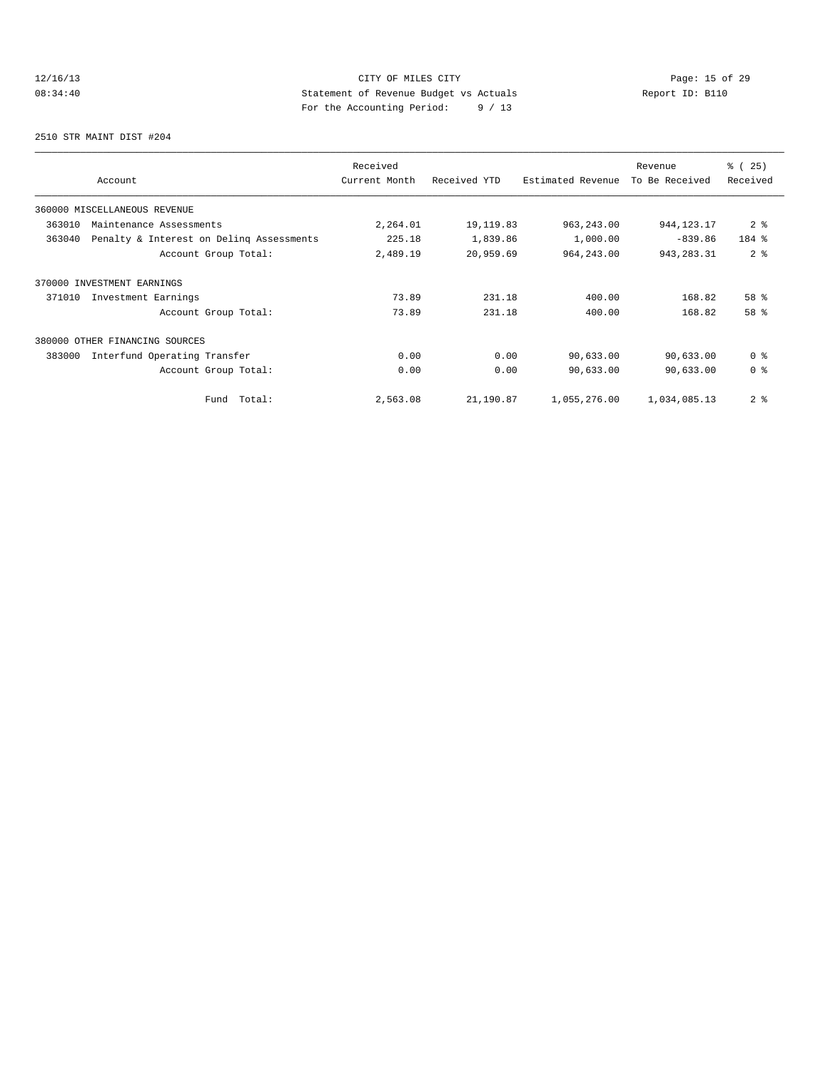CITY OF MILES CITY
Statement of Revenue Budget vs Actuals
For the Accounting Period: 9 / 13

12/16/13
08:34:40

Report ID: B110

2510 STR MAINT DIST #204

| Account | Received Current Month | Received YTD | Estimated Revenue | Revenue To Be Received | % ( 25) Received |
|---|---|---|---|---|---|
| 360000 MISCELLANEOUS REVENUE | | | | | |
| 363010 Maintenance Assessments | 2,264.01 | 19,119.83 | 963,243.00 | 944,123.17 | 2 % |
| 363040 Penalty & Interest on Delinq Assessments | 225.18 | 1,839.86 | 1,000.00 | -839.86 | 184 % |
| Account Group Total: | 2,489.19 | 20,959.69 | 964,243.00 | 943,283.31 | 2 % |
| 370000 INVESTMENT EARNINGS | | | | | |
| 371010 Investment Earnings | 73.89 | 231.18 | 400.00 | 168.82 | 58 % |
| Account Group Total: | 73.89 | 231.18 | 400.00 | 168.82 | 58 % |
| 380000 OTHER FINANCING SOURCES | | | | | |
| 383000 Interfund Operating Transfer | 0.00 | 0.00 | 90,633.00 | 90,633.00 | 0 % |
| Account Group Total: | 0.00 | 0.00 | 90,633.00 | 90,633.00 | 0 % |
| Fund Total: | 2,563.08 | 21,190.87 | 1,055,276.00 | 1,034,085.13 | 2 % |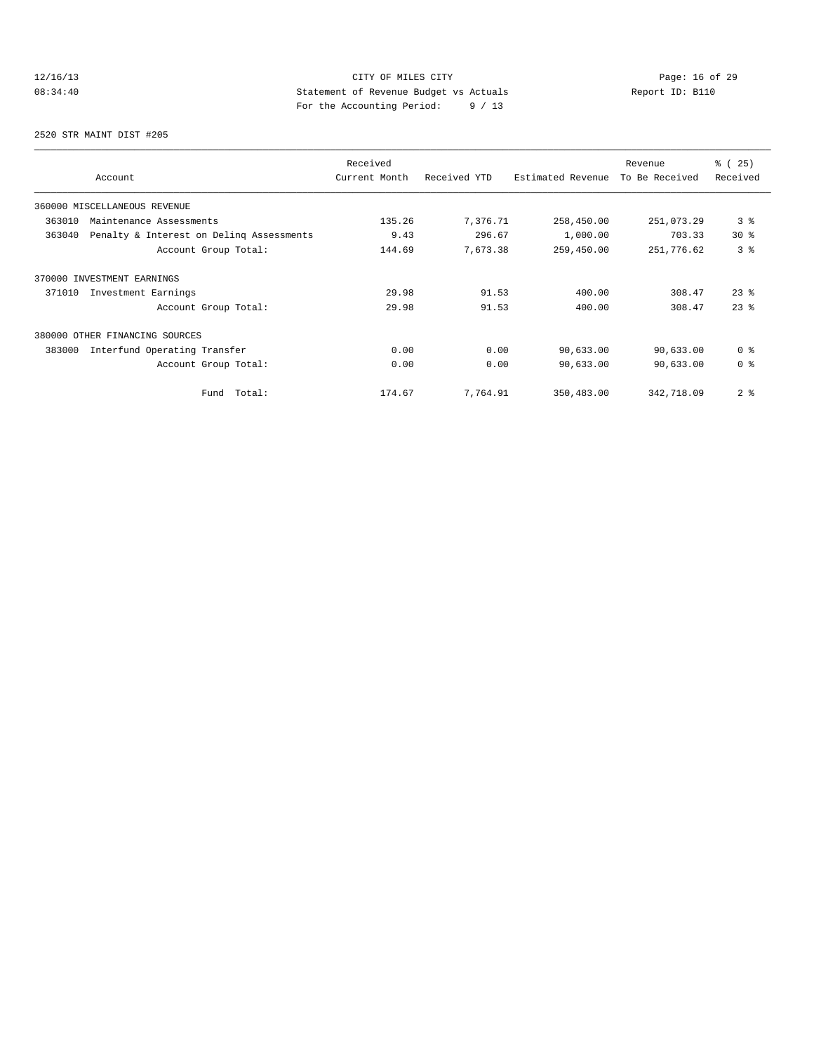CITY OF MILES CITY
Statement of Revenue Budget vs Actuals
For the Accounting Period: 9 / 13

12/16/13
08:34:40

Report ID: B110

2520 STR MAINT DIST #205

| Account | Received Current Month | Received YTD | Estimated Revenue | Revenue To Be Received | % ( 25) Received |
|---|---|---|---|---|---|
| 360000 MISCELLANEOUS REVENUE | | | | | |
| 363010 Maintenance Assessments | 135.26 | 7,376.71 | 258,450.00 | 251,073.29 | 3 % |
| 363040 Penalty & Interest on Delinq Assessments | 9.43 | 296.67 | 1,000.00 | 703.33 | 30 % |
| Account Group Total: | 144.69 | 7,673.38 | 259,450.00 | 251,776.62 | 3 % |
| 370000 INVESTMENT EARNINGS | | | | | |
| 371010 Investment Earnings | 29.98 | 91.53 | 400.00 | 308.47 | 23 % |
| Account Group Total: | 29.98 | 91.53 | 400.00 | 308.47 | 23 % |
| 380000 OTHER FINANCING SOURCES | | | | | |
| 383000 Interfund Operating Transfer | 0.00 | 0.00 | 90,633.00 | 90,633.00 | 0 % |
| Account Group Total: | 0.00 | 0.00 | 90,633.00 | 90,633.00 | 0 % |
| Fund Total: | 174.67 | 7,764.91 | 350,483.00 | 342,718.09 | 2 % |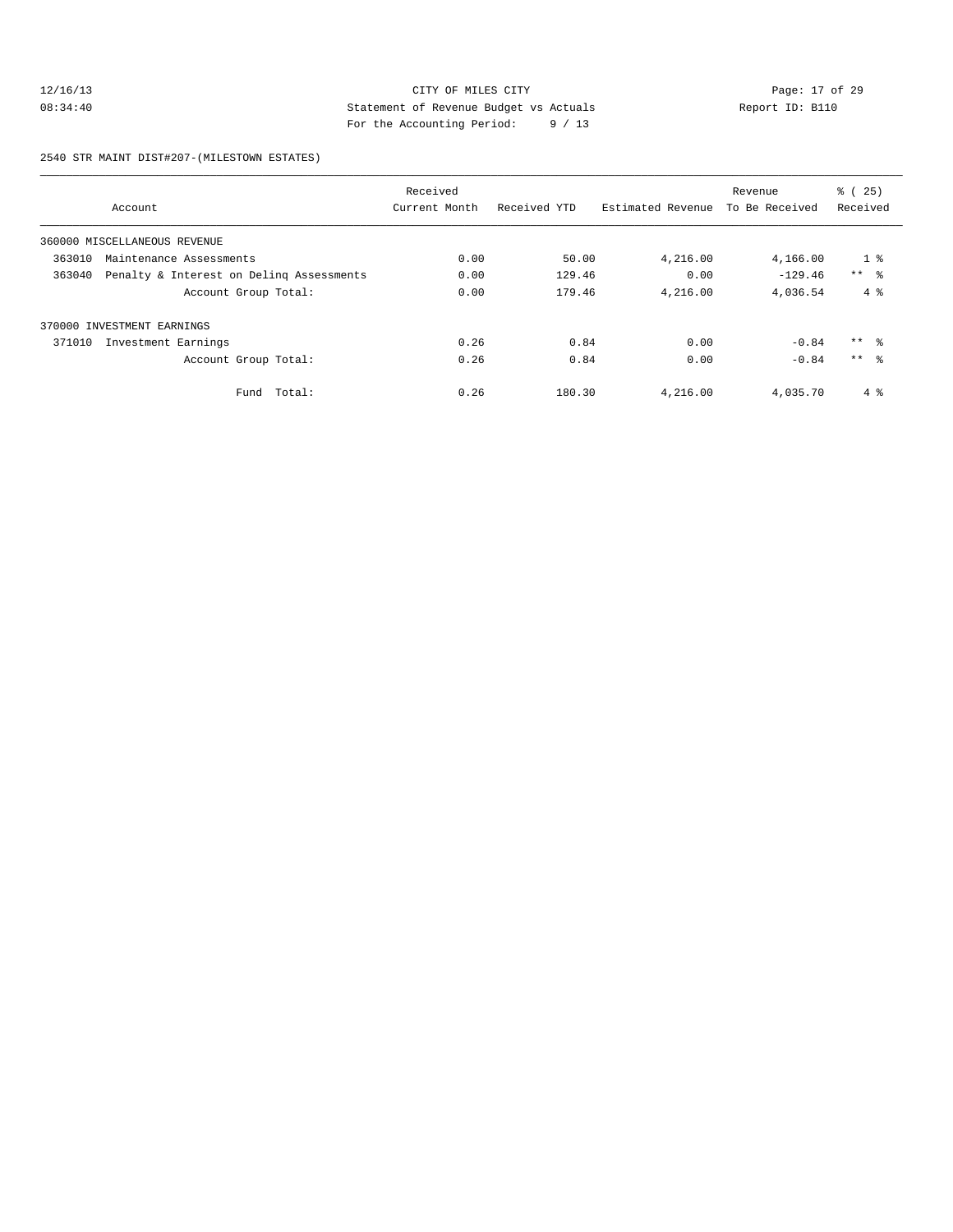CITY OF MILES CITY
Statement of Revenue Budget vs Actuals
For the Accounting Period: 9 / 13

12/16/13 08:34:40 — Report ID: B110

2540 STR MAINT DIST#207-(MILESTOWN ESTATES)

| Account | Received Current Month | Received YTD | Estimated Revenue | Revenue To Be Received | % ( 25) Received |
|---|---|---|---|---|---|
| 360000 MISCELLANEOUS REVENUE | | | | | |
| 363010 Maintenance Assessments | 0.00 | 50.00 | 4,216.00 | 4,166.00 | 1 % |
| 363040 Penalty & Interest on Delinq Assessments | 0.00 | 129.46 | 0.00 | -129.46 | ** % |
| Account Group Total: | 0.00 | 179.46 | 4,216.00 | 4,036.54 | 4 % |
| 370000 INVESTMENT EARNINGS | | | | | |
| 371010 Investment Earnings | 0.26 | 0.84 | 0.00 | -0.84 | ** % |
| Account Group Total: | 0.26 | 0.84 | 0.00 | -0.84 | ** % |
| Fund Total: | 0.26 | 180.30 | 4,216.00 | 4,035.70 | 4 % |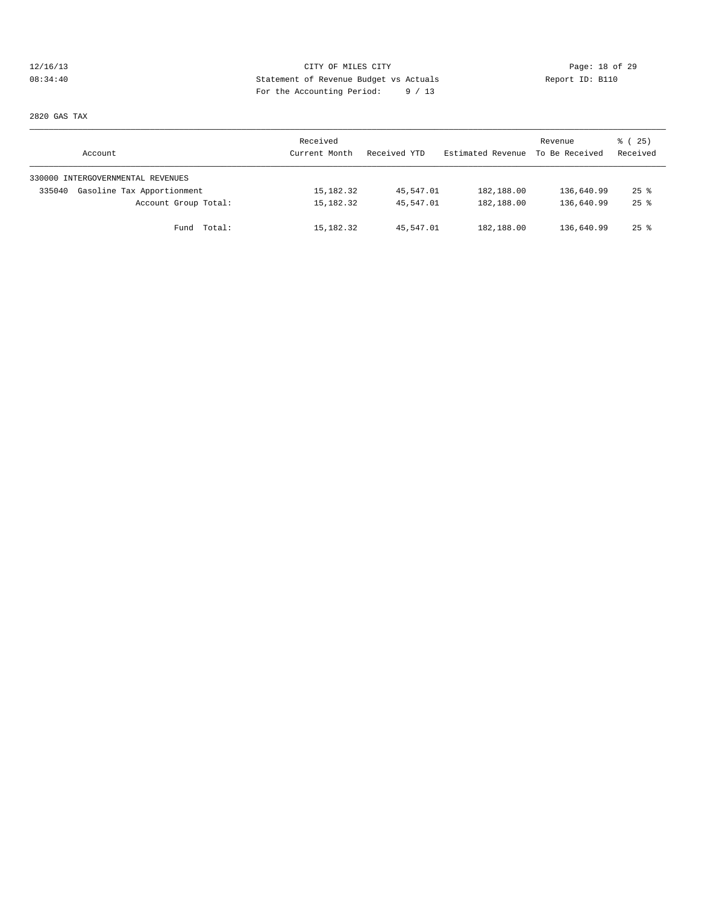CITY OF MILES CITY
Statement of Revenue Budget vs Actuals
For the Accounting Period: 9 / 13

12/16/13
08:34:40

Report ID: B110

2820 GAS TAX

| Account | Received Current Month | Received YTD | Estimated Revenue | Revenue To Be Received | % ( 25) Received |
|---|---|---|---|---|---|
| 330000 INTERGOVERNMENTAL REVENUES | | | | | |
| 335040 Gasoline Tax Apportionment | 15,182.32 | 45,547.01 | 182,188.00 | 136,640.99 | 25 % |
| Account Group Total: | 15,182.32 | 45,547.01 | 182,188.00 | 136,640.99 | 25 % |
| Fund Total: | 15,182.32 | 45,547.01 | 182,188.00 | 136,640.99 | 25 % |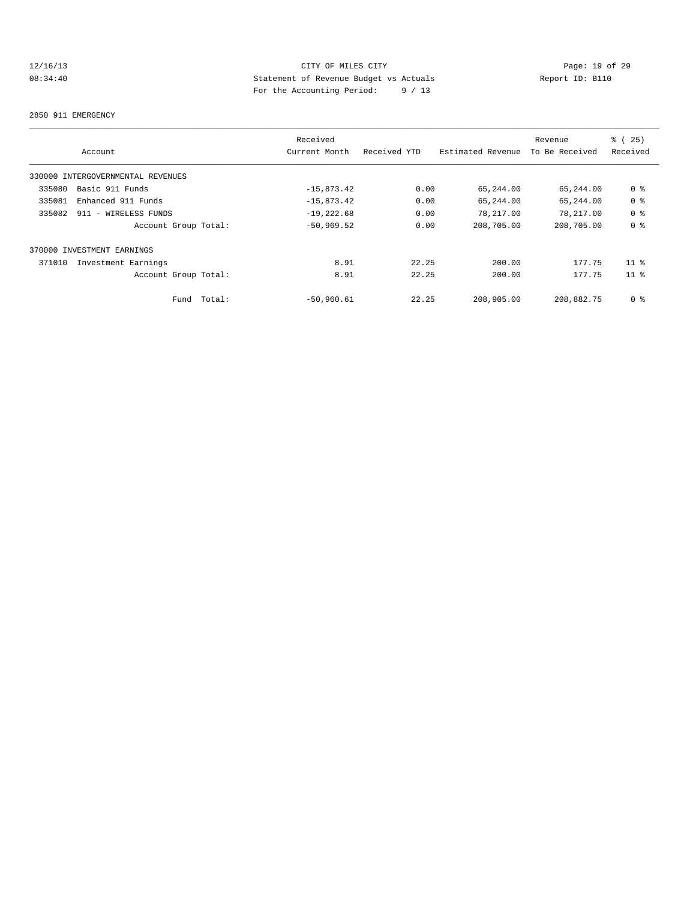CITY OF MILES CITY
Statement of Revenue Budget vs Actuals
For the Accounting Period: 9 / 13

12/16/13
08:34:40

Report ID: B110

2850 911 EMERGENCY

| Account | Received Current Month | Received YTD | Estimated Revenue | Revenue To Be Received | % ( 25) Received |
|---|---|---|---|---|---|
| 330000 INTERGOVERNMENTAL REVENUES | | | | | |
| 335080 Basic 911 Funds | -15,873.42 | 0.00 | 65,244.00 | 65,244.00 | 0 % |
| 335081 Enhanced 911 Funds | -15,873.42 | 0.00 | 65,244.00 | 65,244.00 | 0 % |
| 335082 911 - WIRELESS FUNDS | -19,222.68 | 0.00 | 78,217.00 | 78,217.00 | 0 % |
| Account Group Total: | -50,969.52 | 0.00 | 208,705.00 | 208,705.00 | 0 % |
| 370000 INVESTMENT EARNINGS | | | | | |
| 371010 Investment Earnings | 8.91 | 22.25 | 200.00 | 177.75 | 11 % |
| Account Group Total: | 8.91 | 22.25 | 200.00 | 177.75 | 11 % |
| Fund Total: | -50,960.61 | 22.25 | 208,905.00 | 208,882.75 | 0 % |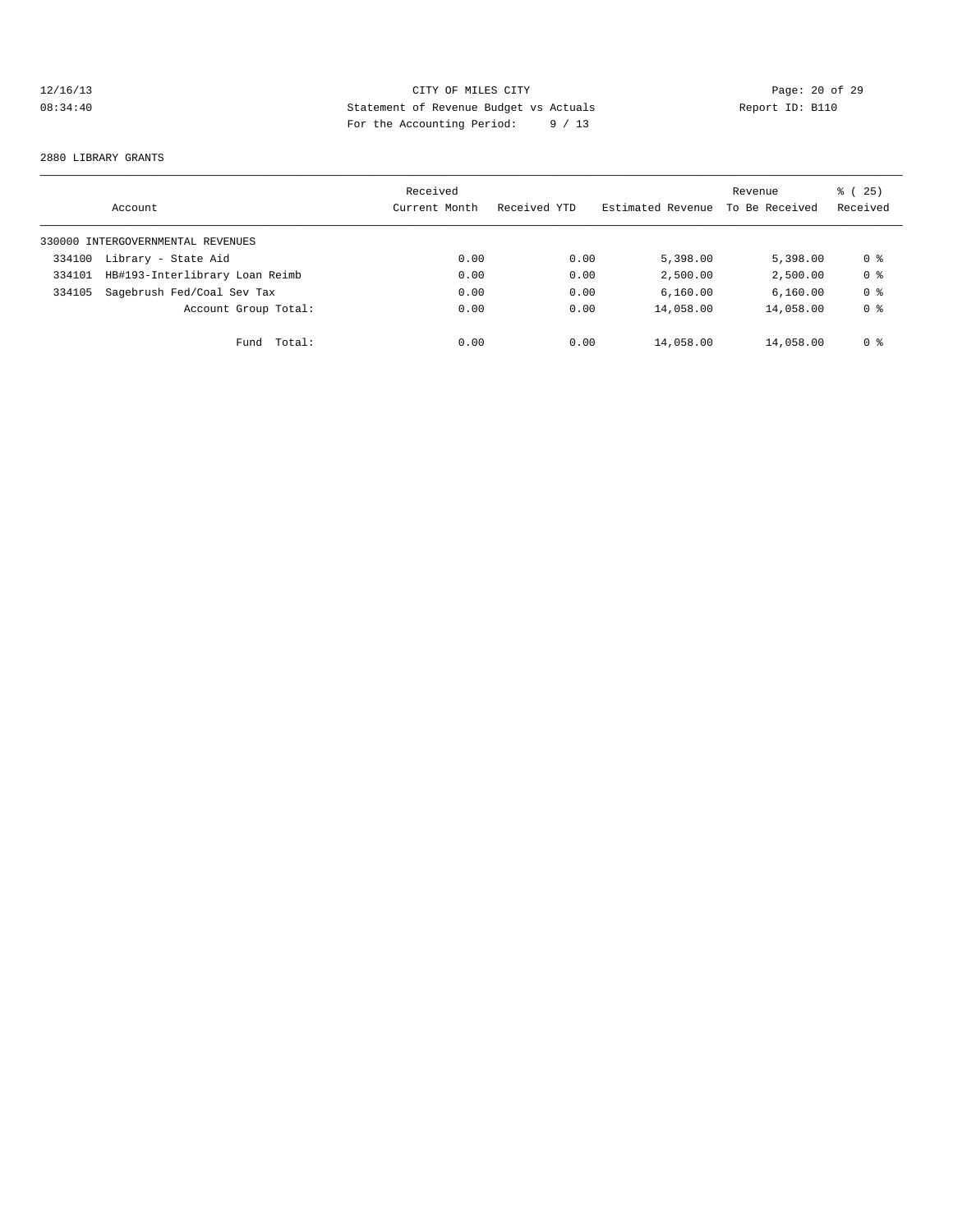CITY OF MILES CITY
Statement of Revenue Budget vs Actuals
For the Accounting Period: 9 / 13

12/16/13
08:34:40

Report ID: B110

2880 LIBRARY GRANTS

| Account | Received Current Month | Received YTD | Estimated Revenue | Revenue To Be Received | % ( 25) Received |
|---|---|---|---|---|---|
| 330000 INTERGOVERNMENTAL REVENUES | | | | | |
| 334100 Library - State Aid | 0.00 | 0.00 | 5,398.00 | 5,398.00 | 0 % |
| 334101 HB#193-Interlibrary Loan Reimb | 0.00 | 0.00 | 2,500.00 | 2,500.00 | 0 % |
| 334105 Sagebrush Fed/Coal Sev Tax | 0.00 | 0.00 | 6,160.00 | 6,160.00 | 0 % |
| Account Group Total: | 0.00 | 0.00 | 14,058.00 | 14,058.00 | 0 % |
| Fund Total: | 0.00 | 0.00 | 14,058.00 | 14,058.00 | 0 % |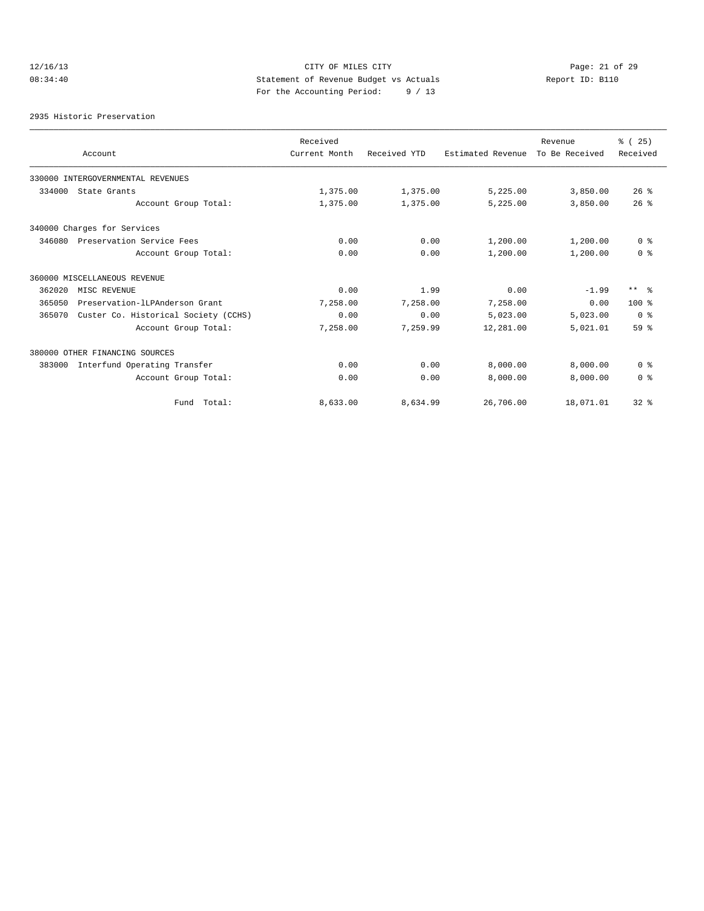CITY OF MILES CITY
Statement of Revenue Budget vs Actuals
For the Accounting Period: 9 / 13

12/16/13
08:34:40

Report ID: B110

2935 Historic Preservation

| Account | Received Current Month | Received YTD | Estimated Revenue | Revenue To Be Received | % ( 25) Received |
|---|---|---|---|---|---|
| 330000 INTERGOVERNMENTAL REVENUES | | | | | |
| 334000 State Grants | 1,375.00 | 1,375.00 | 5,225.00 | 3,850.00 | 26 % |
| Account Group Total: | 1,375.00 | 1,375.00 | 5,225.00 | 3,850.00 | 26 % |
| 340000 Charges for Services | | | | | |
| 346080 Preservation Service Fees | 0.00 | 0.00 | 1,200.00 | 1,200.00 | 0 % |
| Account Group Total: | 0.00 | 0.00 | 1,200.00 | 1,200.00 | 0 % |
| 360000 MISCELLANEOUS REVENUE | | | | | |
| 362020 MISC REVENUE | 0.00 | 1.99 | 0.00 | -1.99 | ** % |
| 365050 Preservation-lLPAnderson Grant | 7,258.00 | 7,258.00 | 7,258.00 | 0.00 | 100 % |
| 365070 Custer Co. Historical Society (CCHS) | 0.00 | 0.00 | 5,023.00 | 5,023.00 | 0 % |
| Account Group Total: | 7,258.00 | 7,259.99 | 12,281.00 | 5,021.01 | 59 % |
| 380000 OTHER FINANCING SOURCES | | | | | |
| 383000 Interfund Operating Transfer | 0.00 | 0.00 | 8,000.00 | 8,000.00 | 0 % |
| Account Group Total: | 0.00 | 0.00 | 8,000.00 | 8,000.00 | 0 % |
| Fund Total: | 8,633.00 | 8,634.99 | 26,706.00 | 18,071.01 | 32 % |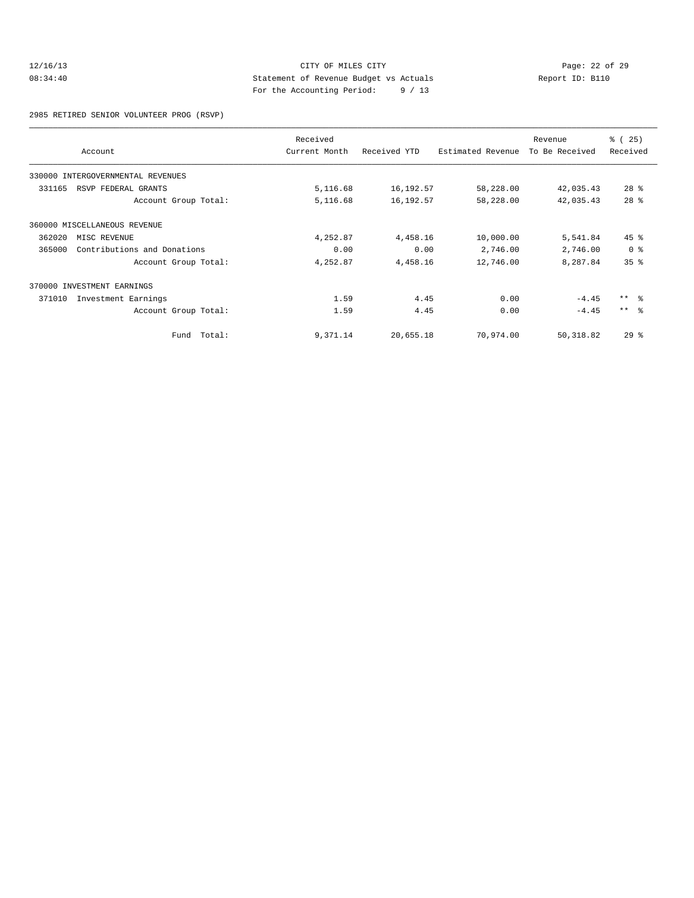CITY OF MILES CITY

Statement of Revenue Budget vs Actuals

For the Accounting Period: 9 / 13

12/16/13 08:34:40 — Report ID: B110

2985 RETIRED SENIOR VOLUNTEER PROG (RSVP)

| Account | Received Current Month | Received YTD | Estimated Revenue | Revenue To Be Received | % ( 25) Received |
|---|---|---|---|---|---|
| 330000 INTERGOVERNMENTAL REVENUES | | | | | |
| 331165 RSVP FEDERAL GRANTS | 5,116.68 | 16,192.57 | 58,228.00 | 42,035.43 | 28 % |
| Account Group Total: | 5,116.68 | 16,192.57 | 58,228.00 | 42,035.43 | 28 % |
| 360000 MISCELLANEOUS REVENUE | | | | | |
| 362020 MISC REVENUE | 4,252.87 | 4,458.16 | 10,000.00 | 5,541.84 | 45 % |
| 365000 Contributions and Donations | 0.00 | 0.00 | 2,746.00 | 2,746.00 | 0 % |
| Account Group Total: | 4,252.87 | 4,458.16 | 12,746.00 | 8,287.84 | 35 % |
| 370000 INVESTMENT EARNINGS | | | | | |
| 371010 Investment Earnings | 1.59 | 4.45 | 0.00 | -4.45 | ** % |
| Account Group Total: | 1.59 | 4.45 | 0.00 | -4.45 | ** % |
| Fund Total: | 9,371.14 | 20,655.18 | 70,974.00 | 50,318.82 | 29 % |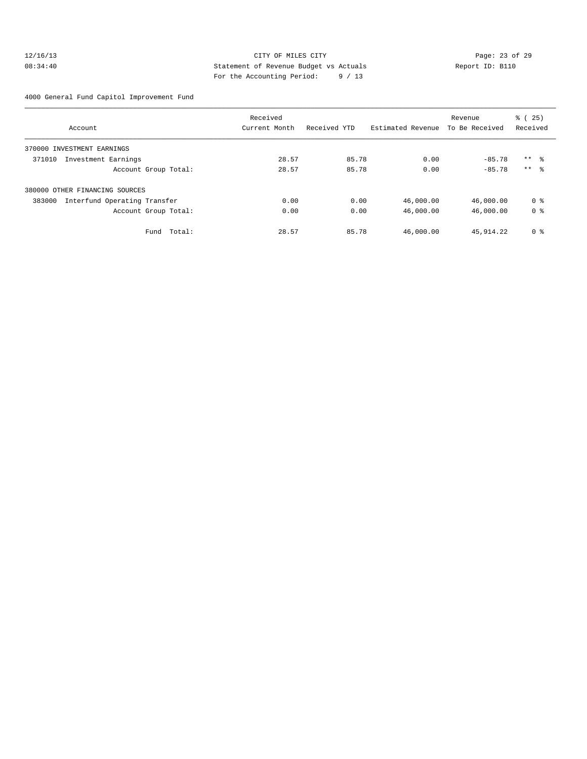CITY OF MILES CITY
Statement of Revenue Budget vs Actuals
For the Accounting Period: 9 / 13

12/16/13 08:34:40 — Report ID: B110

4000 General Fund Capitol Improvement Fund

| Account | Received Current Month | Received YTD | Estimated Revenue | Revenue To Be Received | % ( 25) Received |
|---|---|---|---|---|---|
| 370000 INVESTMENT EARNINGS | | | | | |
| 371010 Investment Earnings | 28.57 | 85.78 | 0.00 | -85.78 | ** % |
| Account Group Total: | 28.57 | 85.78 | 0.00 | -85.78 | ** % |
| 380000 OTHER FINANCING SOURCES | | | | | |
| 383000 Interfund Operating Transfer | 0.00 | 0.00 | 46,000.00 | 46,000.00 | 0 % |
| Account Group Total: | 0.00 | 0.00 | 46,000.00 | 46,000.00 | 0 % |
| Fund Total: | 28.57 | 85.78 | 46,000.00 | 45,914.22 | 0 % |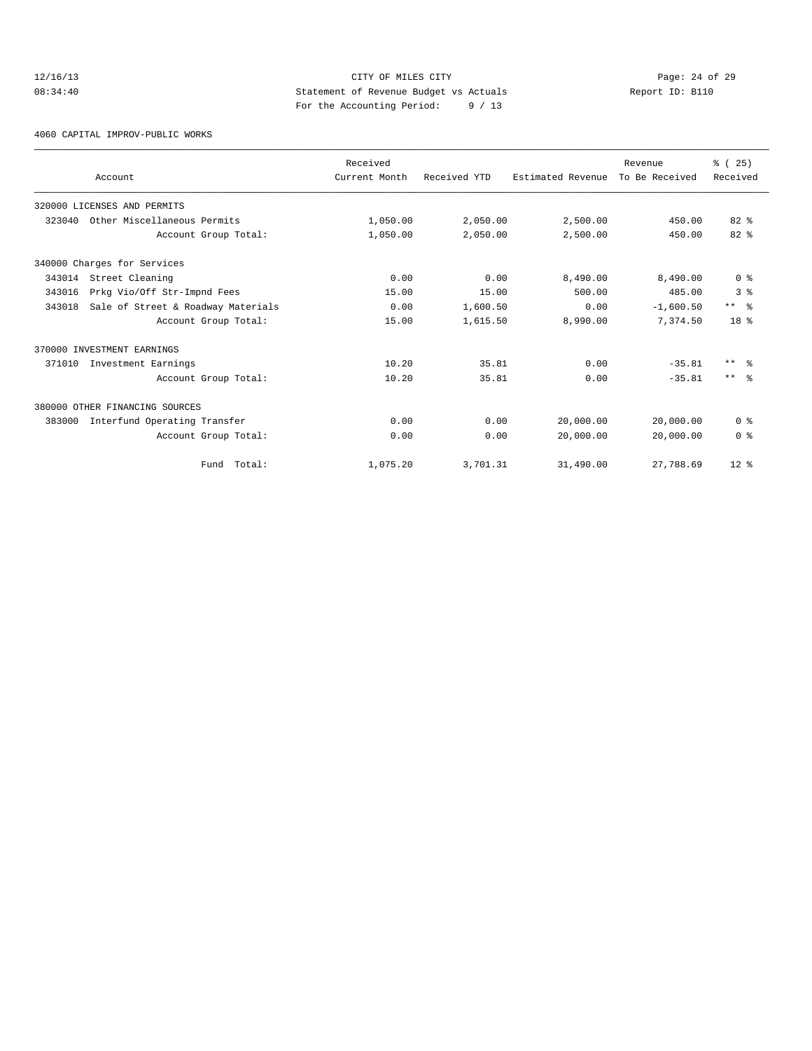CITY OF MILES CITY
Statement of Revenue Budget vs Actuals
For the Accounting Period: 9 / 13

12/16/13
08:34:40

Report ID: B110

4060 CAPITAL IMPROV-PUBLIC WORKS

| Account | Received Current Month | Received YTD | Estimated Revenue | Revenue To Be Received | % ( 25) Received |
|---|---|---|---|---|---|
| 320000 LICENSES AND PERMITS | | | | | |
| 323040 Other Miscellaneous Permits | 1,050.00 | 2,050.00 | 2,500.00 | 450.00 | 82 % |
| Account Group Total: | 1,050.00 | 2,050.00 | 2,500.00 | 450.00 | 82 % |
| 340000 Charges for Services | | | | | |
| 343014 Street Cleaning | 0.00 | 0.00 | 8,490.00 | 8,490.00 | 0 % |
| 343016 Prkg Vio/Off Str-Impnd Fees | 15.00 | 15.00 | 500.00 | 485.00 | 3 % |
| 343018 Sale of Street & Roadway Materials | 0.00 | 1,600.50 | 0.00 | -1,600.50 | ** % |
| Account Group Total: | 15.00 | 1,615.50 | 8,990.00 | 7,374.50 | 18 % |
| 370000 INVESTMENT EARNINGS | | | | | |
| 371010 Investment Earnings | 10.20 | 35.81 | 0.00 | -35.81 | ** % |
| Account Group Total: | 10.20 | 35.81 | 0.00 | -35.81 | ** % |
| 380000 OTHER FINANCING SOURCES | | | | | |
| 383000 Interfund Operating Transfer | 0.00 | 0.00 | 20,000.00 | 20,000.00 | 0 % |
| Account Group Total: | 0.00 | 0.00 | 20,000.00 | 20,000.00 | 0 % |
| Fund Total: | 1,075.20 | 3,701.31 | 31,490.00 | 27,788.69 | 12 % |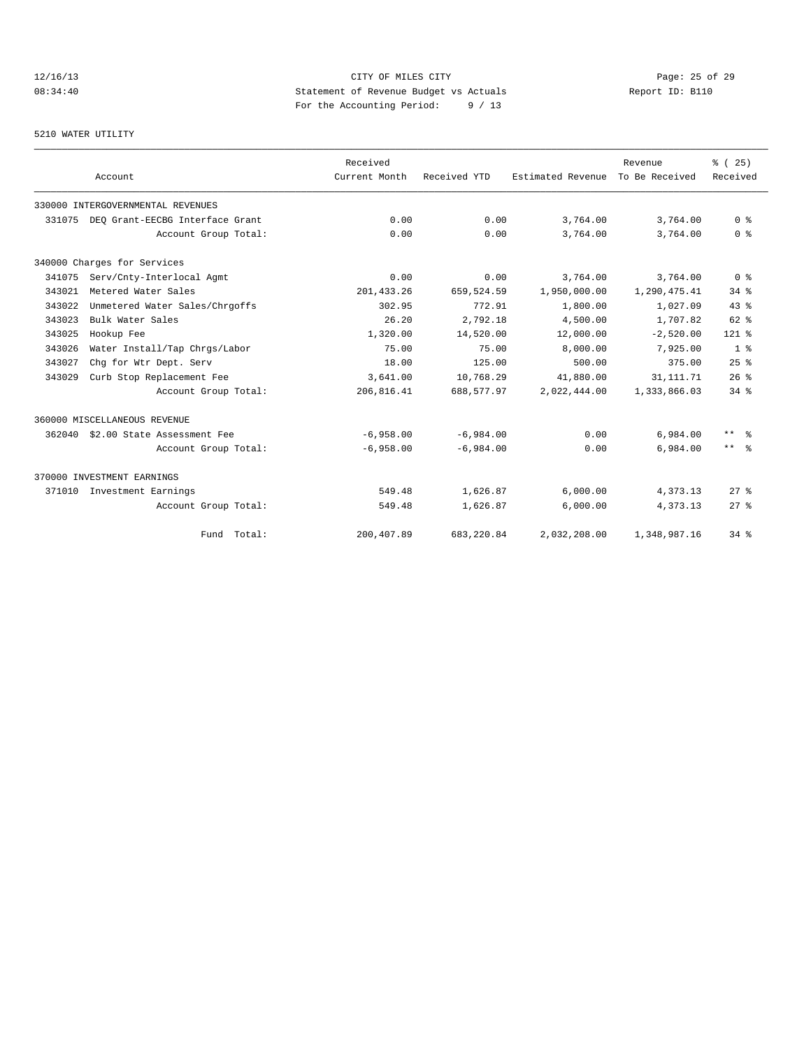CITY OF MILES CITY
Statement of Revenue Budget vs Actuals
For the Accounting Period: 9 / 13

12/16/13
08:34:40

Report ID: B110

5210 WATER UTILITY

| Account | | Received Current Month | Received YTD | Estimated Revenue | Revenue To Be Received | % ( 25) Received |
|---|---|---|---|---|---|---|
| 330000 INTERGOVERNMENTAL REVENUES | | | | | | |
| 331075 | DEQ Grant-EECBG Interface Grant | 0.00 | 0.00 | 3,764.00 | 3,764.00 | 0 % |
| | Account Group Total: | 0.00 | 0.00 | 3,764.00 | 3,764.00 | 0 % |
| 340000 Charges for Services | | | | | | |
| 341075 | Serv/Cnty-Interlocal Agmt | 0.00 | 0.00 | 3,764.00 | 3,764.00 | 0 % |
| 343021 | Metered Water Sales | 201,433.26 | 659,524.59 | 1,950,000.00 | 1,290,475.41 | 34 % |
| 343022 | Unmetered Water Sales/Chrgoffs | 302.95 | 772.91 | 1,800.00 | 1,027.09 | 43 % |
| 343023 | Bulk Water Sales | 26.20 | 2,792.18 | 4,500.00 | 1,707.82 | 62 % |
| 343025 | Hookup Fee | 1,320.00 | 14,520.00 | 12,000.00 | -2,520.00 | 121 % |
| 343026 | Water Install/Tap Chrgs/Labor | 75.00 | 75.00 | 8,000.00 | 7,925.00 | 1 % |
| 343027 | Chg for Wtr Dept. Serv | 18.00 | 125.00 | 500.00 | 375.00 | 25 % |
| 343029 | Curb Stop Replacement Fee | 3,641.00 | 10,768.29 | 41,880.00 | 31,111.71 | 26 % |
| | Account Group Total: | 206,816.41 | 688,577.97 | 2,022,444.00 | 1,333,866.03 | 34 % |
| 360000 MISCELLANEOUS REVENUE | | | | | | |
| 362040 | $2.00 State Assessment Fee | -6,958.00 | -6,984.00 | 0.00 | 6,984.00 | ** % |
| | Account Group Total: | -6,958.00 | -6,984.00 | 0.00 | 6,984.00 | ** % |
| 370000 INVESTMENT EARNINGS | | | | | | |
| 371010 | Investment Earnings | 549.48 | 1,626.87 | 6,000.00 | 4,373.13 | 27 % |
| | Account Group Total: | 549.48 | 1,626.87 | 6,000.00 | 4,373.13 | 27 % |
| | Fund Total: | 200,407.89 | 683,220.84 | 2,032,208.00 | 1,348,987.16 | 34 % |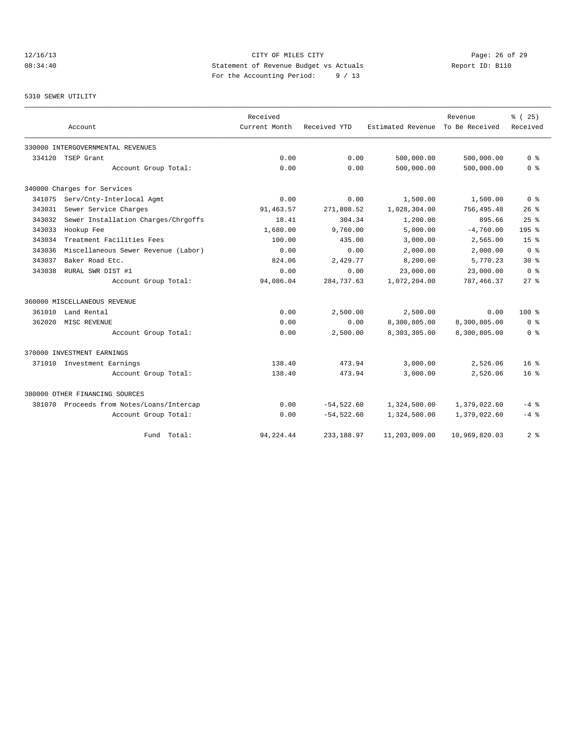CITY OF MILES CITY
Statement of Revenue Budget vs Actuals
For the Accounting Period: 9 / 13

12/16/13
08:34:40

Report ID: B110

5310 SEWER UTILITY

| Account | Received Current Month | Received YTD | Estimated Revenue | Revenue To Be Received | % ( 25) Received |
|---|---|---|---|---|---|
| 330000 INTERGOVERNMENTAL REVENUES | | | | | |
| 334120 TSEP Grant | 0.00 | 0.00 | 500,000.00 | 500,000.00 | 0 % |
| Account Group Total: | 0.00 | 0.00 | 500,000.00 | 500,000.00 | 0 % |
| 340000 Charges for Services | | | | | |
| 341075 Serv/Cnty-Interlocal Agmt | 0.00 | 0.00 | 1,500.00 | 1,500.00 | 0 % |
| 343031 Sewer Service Charges | 91,463.57 | 271,808.52 | 1,028,304.00 | 756,495.48 | 26 % |
| 343032 Sewer Installation Charges/Chrgoffs | 18.41 | 304.34 | 1,200.00 | 895.66 | 25 % |
| 343033 Hookup Fee | 1,680.00 | 9,760.00 | 5,000.00 | -4,760.00 | 195 % |
| 343034 Treatment Facilities Fees | 100.00 | 435.00 | 3,000.00 | 2,565.00 | 15 % |
| 343036 Miscellaneous Sewer Revenue (Labor) | 0.00 | 0.00 | 2,000.00 | 2,000.00 | 0 % |
| 343037 Baker Road Etc. | 824.06 | 2,429.77 | 8,200.00 | 5,770.23 | 30 % |
| 343038 RURAL SWR DIST #1 | 0.00 | 0.00 | 23,000.00 | 23,000.00 | 0 % |
| Account Group Total: | 94,086.04 | 284,737.63 | 1,072,204.00 | 787,466.37 | 27 % |
| 360000 MISCELLANEOUS REVENUE | | | | | |
| 361010 Land Rental | 0.00 | 2,500.00 | 2,500.00 | 0.00 | 100 % |
| 362020 MISC REVENUE | 0.00 | 0.00 | 8,300,805.00 | 8,300,805.00 | 0 % |
| Account Group Total: | 0.00 | 2,500.00 | 8,303,305.00 | 8,300,805.00 | 0 % |
| 370000 INVESTMENT EARNINGS | | | | | |
| 371010 Investment Earnings | 138.40 | 473.94 | 3,000.00 | 2,526.06 | 16 % |
| Account Group Total: | 138.40 | 473.94 | 3,000.00 | 2,526.06 | 16 % |
| 380000 OTHER FINANCING SOURCES | | | | | |
| 381070 Proceeds from Notes/Loans/Intercap | 0.00 | -54,522.60 | 1,324,500.00 | 1,379,022.60 | -4 % |
| Account Group Total: | 0.00 | -54,522.60 | 1,324,500.00 | 1,379,022.60 | -4 % |
| Fund Total: | 94,224.44 | 233,188.97 | 11,203,009.00 | 10,969,820.03 | 2 % |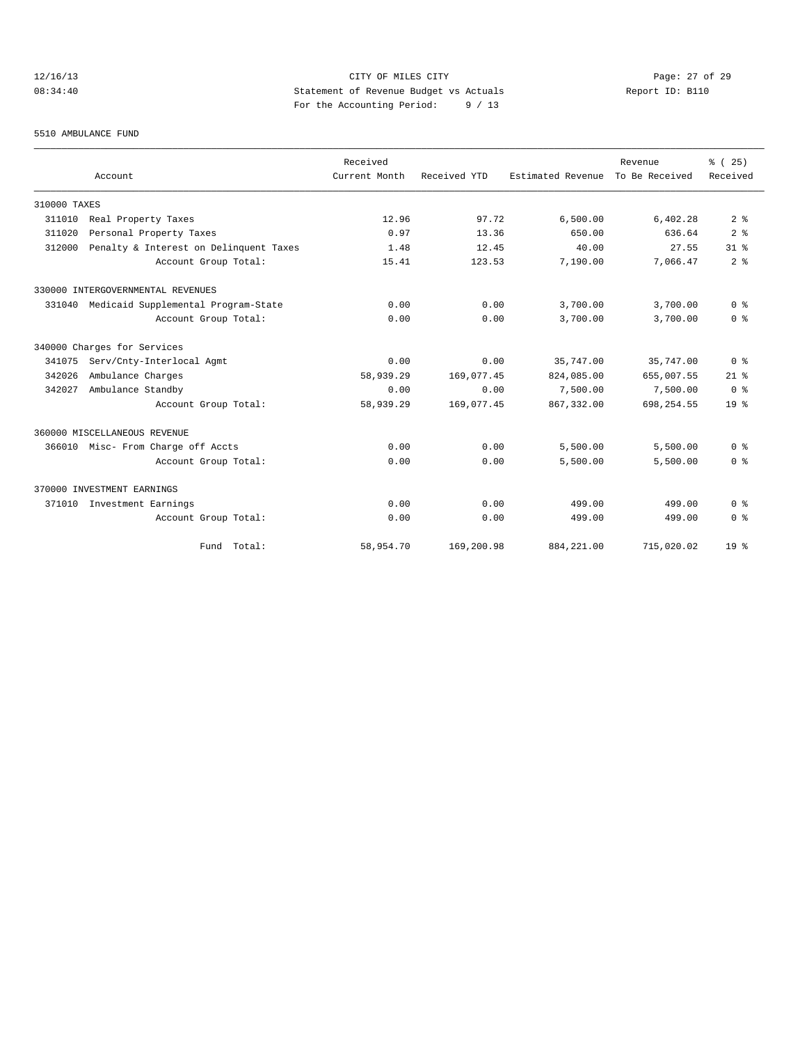CITY OF MILES CITY

Statement of Revenue Budget vs Actuals

For the Accounting Period: 9 / 13

12/16/13 08:34:40 — Report ID: B110

## 5510 AMBULANCE FUND

| Account | | Received Current Month | Received YTD | Estimated Revenue | Revenue To Be Received | % ( 25) Received |
|---|---|---|---|---|---|---|
| 310000 TAXES | | | | | | |
| 311010 | Real Property Taxes | 12.96 | 97.72 | 6,500.00 | 6,402.28 | 2 % |
| 311020 | Personal Property Taxes | 0.97 | 13.36 | 650.00 | 636.64 | 2 % |
| 312000 | Penalty & Interest on Delinquent Taxes | 1.48 | 12.45 | 40.00 | 27.55 | 31 % |
| | Account Group Total: | 15.41 | 123.53 | 7,190.00 | 7,066.47 | 2 % |
| 330000 INTERGOVERNMENTAL REVENUES | | | | | | |
| 331040 | Medicaid Supplemental Program-State | 0.00 | 0.00 | 3,700.00 | 3,700.00 | 0 % |
| | Account Group Total: | 0.00 | 0.00 | 3,700.00 | 3,700.00 | 0 % |
| 340000 Charges for Services | | | | | | |
| 341075 | Serv/Cnty-Interlocal Agmt | 0.00 | 0.00 | 35,747.00 | 35,747.00 | 0 % |
| 342026 | Ambulance Charges | 58,939.29 | 169,077.45 | 824,085.00 | 655,007.55 | 21 % |
| 342027 | Ambulance Standby | 0.00 | 0.00 | 7,500.00 | 7,500.00 | 0 % |
| | Account Group Total: | 58,939.29 | 169,077.45 | 867,332.00 | 698,254.55 | 19 % |
| 360000 MISCELLANEOUS REVENUE | | | | | | |
| 366010 | Misc- From Charge off Accts | 0.00 | 0.00 | 5,500.00 | 5,500.00 | 0 % |
| | Account Group Total: | 0.00 | 0.00 | 5,500.00 | 5,500.00 | 0 % |
| 370000 INVESTMENT EARNINGS | | | | | | |
| 371010 | Investment Earnings | 0.00 | 0.00 | 499.00 | 499.00 | 0 % |
| | Account Group Total: | 0.00 | 0.00 | 499.00 | 499.00 | 0 % |
| | Fund Total: | 58,954.70 | 169,200.98 | 884,221.00 | 715,020.02 | 19 % |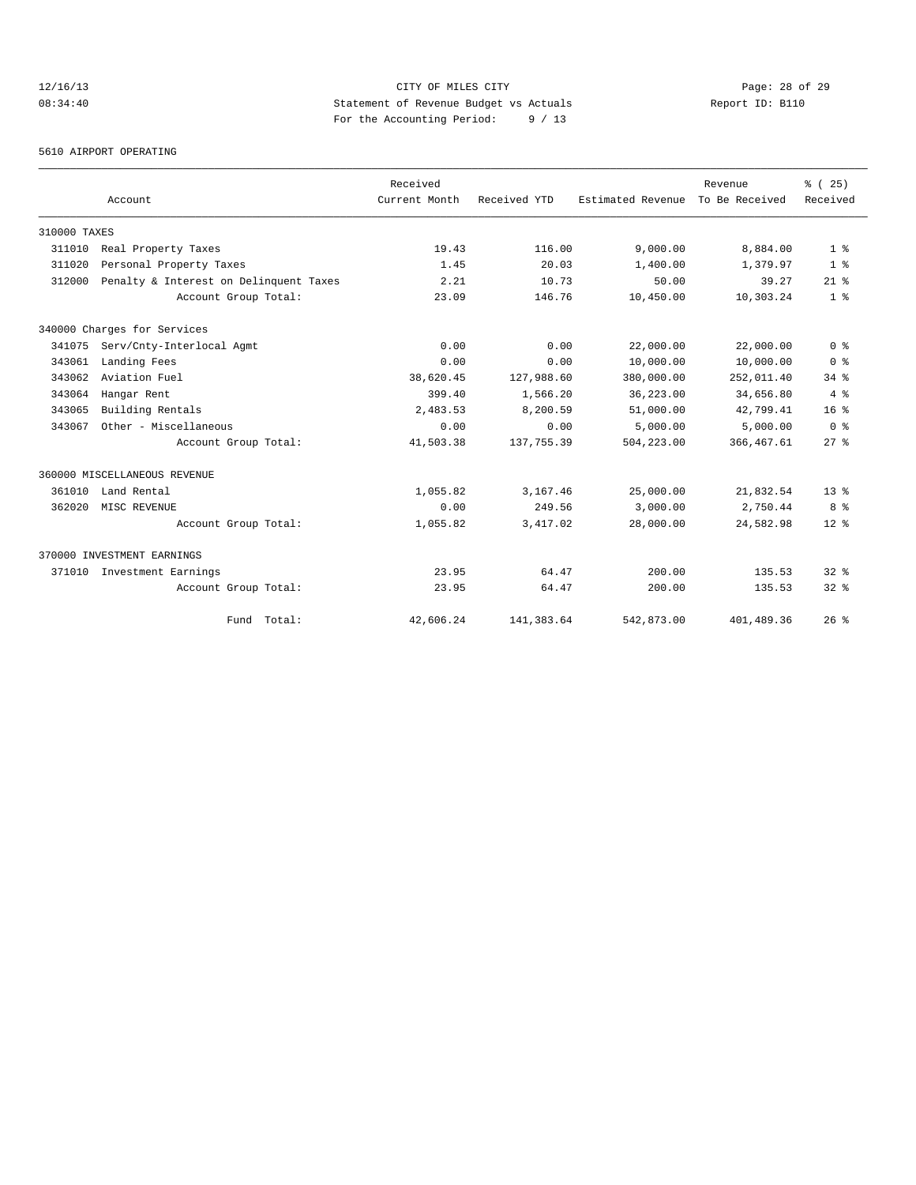CITY OF MILES CITY

Statement of Revenue Budget vs Actuals

For the Accounting Period: 9 / 13

12/16/13 08:34:40 Report ID: B110

5610 AIRPORT OPERATING

| Account | Received Current Month | Received YTD | Estimated Revenue | Revenue To Be Received | % ( 25) Received |
|---|---|---|---|---|---|
| 310000 TAXES | | | | | |
| 311010 Real Property Taxes | 19.43 | 116.00 | 9,000.00 | 8,884.00 | 1 % |
| 311020 Personal Property Taxes | 1.45 | 20.03 | 1,400.00 | 1,379.97 | 1 % |
| 312000 Penalty & Interest on Delinquent Taxes | 2.21 | 10.73 | 50.00 | 39.27 | 21 % |
| Account Group Total: | 23.09 | 146.76 | 10,450.00 | 10,303.24 | 1 % |
| 340000 Charges for Services | | | | | |
| 341075 Serv/Cnty-Interlocal Agmt | 0.00 | 0.00 | 22,000.00 | 22,000.00 | 0 % |
| 343061 Landing Fees | 0.00 | 0.00 | 10,000.00 | 10,000.00 | 0 % |
| 343062 Aviation Fuel | 38,620.45 | 127,988.60 | 380,000.00 | 252,011.40 | 34 % |
| 343064 Hangar Rent | 399.40 | 1,566.20 | 36,223.00 | 34,656.80 | 4 % |
| 343065 Building Rentals | 2,483.53 | 8,200.59 | 51,000.00 | 42,799.41 | 16 % |
| 343067 Other - Miscellaneous | 0.00 | 0.00 | 5,000.00 | 5,000.00 | 0 % |
| Account Group Total: | 41,503.38 | 137,755.39 | 504,223.00 | 366,467.61 | 27 % |
| 360000 MISCELLANEOUS REVENUE | | | | | |
| 361010 Land Rental | 1,055.82 | 3,167.46 | 25,000.00 | 21,832.54 | 13 % |
| 362020 MISC REVENUE | 0.00 | 249.56 | 3,000.00 | 2,750.44 | 8 % |
| Account Group Total: | 1,055.82 | 3,417.02 | 28,000.00 | 24,582.98 | 12 % |
| 370000 INVESTMENT EARNINGS | | | | | |
| 371010 Investment Earnings | 23.95 | 64.47 | 200.00 | 135.53 | 32 % |
| Account Group Total: | 23.95 | 64.47 | 200.00 | 135.53 | 32 % |
| Fund Total: | 42,606.24 | 141,383.64 | 542,873.00 | 401,489.36 | 26 % |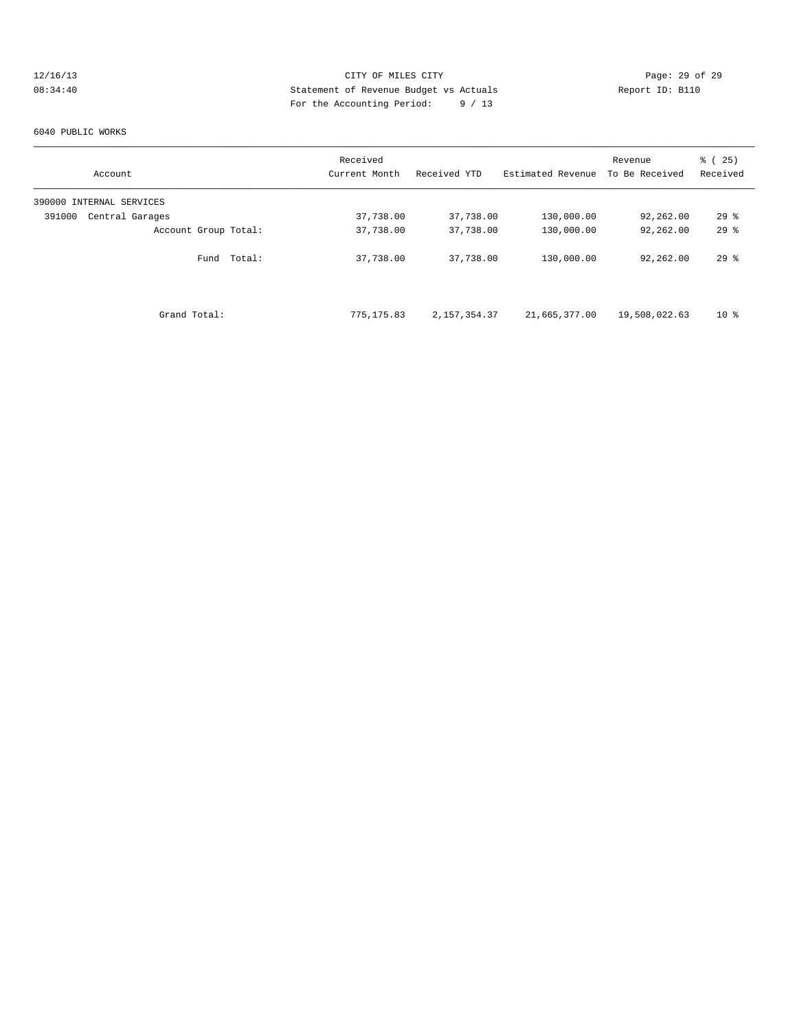CITY OF MILES CITY
Statement of Revenue Budget vs Actuals
For the Accounting Period: 9 / 13

12/16/13
08:34:40

Report ID: B110

6040 PUBLIC WORKS

| Account | Received Current Month | Received YTD | Estimated Revenue | Revenue To Be Received | % ( 25) Received |
|---|---|---|---|---|---|
| 390000 INTERNAL SERVICES | | | | | |
| 391000 Central Garages | 37,738.00 | 37,738.00 | 130,000.00 | 92,262.00 | 29 % |
| Account Group Total: | 37,738.00 | 37,738.00 | 130,000.00 | 92,262.00 | 29 % |
| Fund Total: | 37,738.00 | 37,738.00 | 130,000.00 | 92,262.00 | 29 % |
| Grand Total: | 775,175.83 | 2,157,354.37 | 21,665,377.00 | 19,508,022.63 | 10 % |